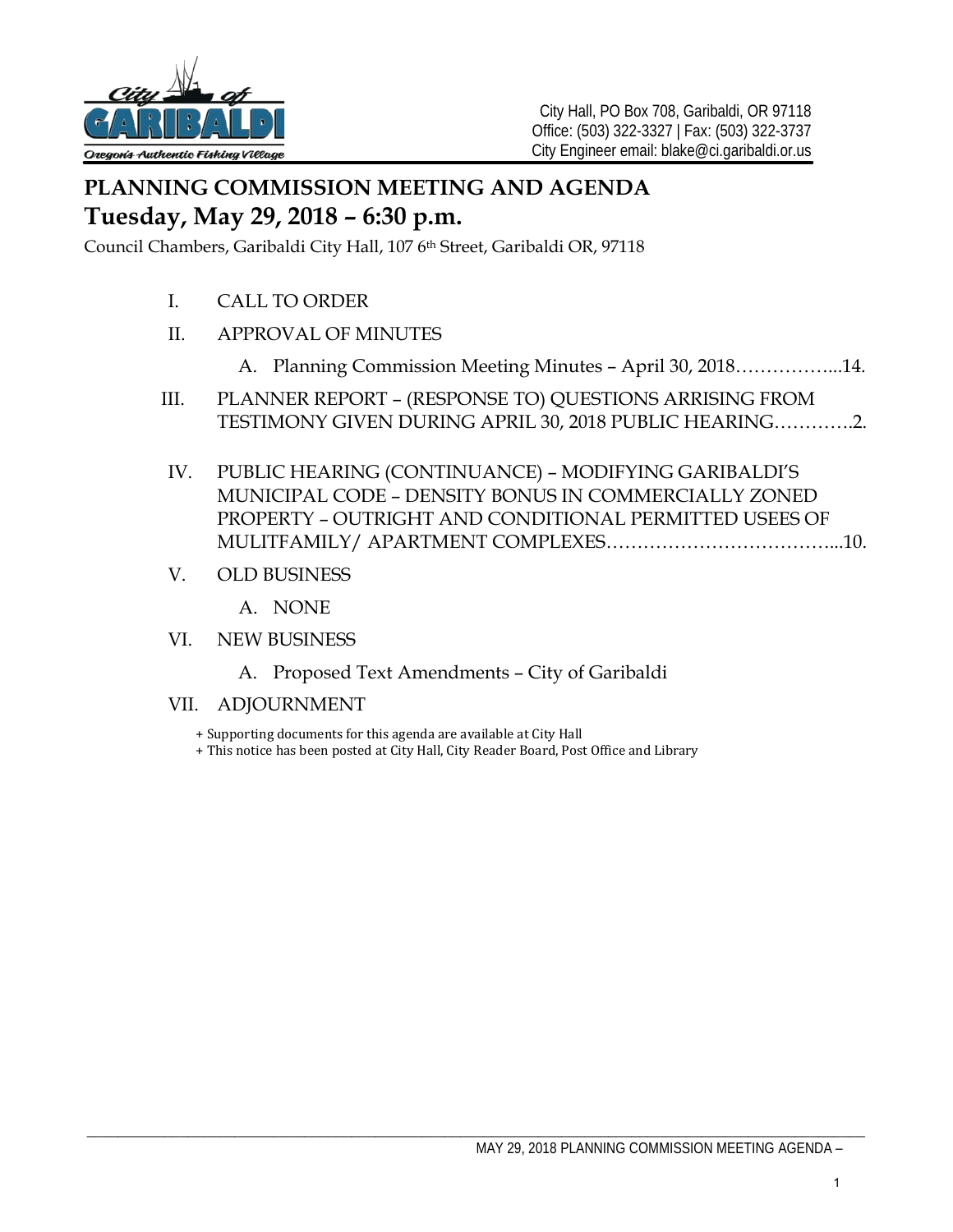City Hall, PO Box 708, Garibaldi, OR 97118
Office: (503) 322-3327 | Fax: (503) 322-3737
City Engineer email: blake@ci.garibaldi.or.us

# PLANNING COMMISSION MEETING AND AGENDA

## Tuesday, May 29, 2018 – 6:30 p.m.

Council Chambers, Garibaldi City Hall, 107 6th Street, Garibaldi OR, 97118

I. CALL TO ORDER

II. APPROVAL OF MINUTES

   A. Planning Commission Meeting Minutes – April 30, 2018……………...14.

III. PLANNER REPORT – (RESPONSE TO) QUESTIONS ARRISING FROM TESTIMONY GIVEN DURING APRIL 30, 2018 PUBLIC HEARING………….2.

IV. PUBLIC HEARING (CONTINUANCE) – MODIFYING GARIBALDI'S MUNICIPAL CODE – DENSITY BONUS IN COMMERCIALLY ZONED PROPERTY – OUTRIGHT AND CONDITIONAL PERMITTED USEES OF MULITFAMILY/ APARTMENT COMPLEXES………………………………...10.

V. OLD BUSINESS

   A. NONE

VI. NEW BUSINESS

   A. Proposed Text Amendments – City of Garibaldi

VII. ADJOURNMENT

+ Supporting documents for this agenda are available at City Hall
+ This notice has been posted at City Hall, City Reader Board, Post Office and Library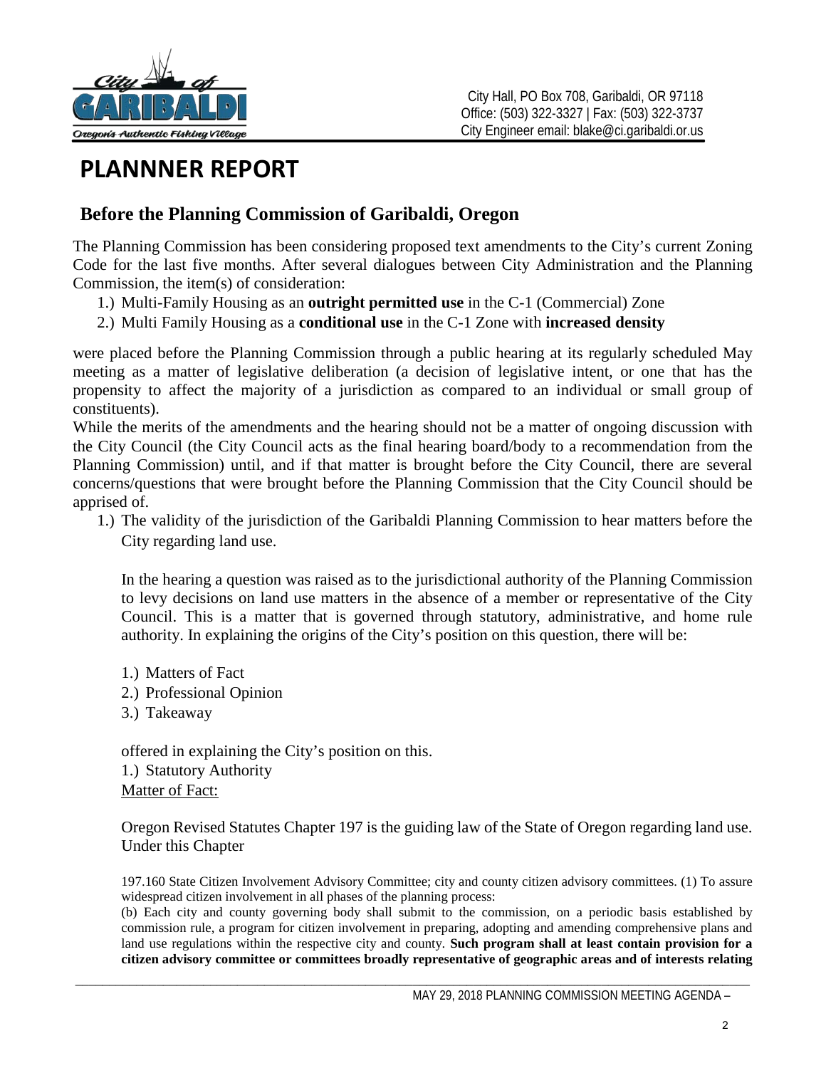City Hall, PO Box 708, Garibaldi, OR 97118
Office: (503) 322-3327 | Fax: (503) 322-3737
City Engineer email: blake@ci.garibaldi.or.us

# PLANNNER REPORT

## Before the Planning Commission of Garibaldi, Oregon

The Planning Commission has been considering proposed text amendments to the City's current Zoning Code for the last five months. After several dialogues between City Administration and the Planning Commission, the item(s) of consideration:

1.) Multi-Family Housing as an **outright permitted use** in the C-1 (Commercial) Zone
2.) Multi Family Housing as a **conditional use** in the C-1 Zone with **increased density**

were placed before the Planning Commission through a public hearing at its regularly scheduled May meeting as a matter of legislative deliberation (a decision of legislative intent, or one that has the propensity to affect the majority of a jurisdiction as compared to an individual or small group of constituents).

While the merits of the amendments and the hearing should not be a matter of ongoing discussion with the City Council (the City Council acts as the final hearing board/body to a recommendation from the Planning Commission) until, and if that matter is brought before the City Council, there are several concerns/questions that were brought before the Planning Commission that the City Council should be apprised of.

1.) The validity of the jurisdiction of the Garibaldi Planning Commission to hear matters before the City regarding land use.

In the hearing a question was raised as to the jurisdictional authority of the Planning Commission to levy decisions on land use matters in the absence of a member or representative of the City Council. This is a matter that is governed through statutory, administrative, and home rule authority. In explaining the origins of the City's position on this question, there will be:

1.) Matters of Fact
2.) Professional Opinion
3.) Takeaway

offered in explaining the City's position on this.

1.) Statutory Authority

Matter of Fact:

Oregon Revised Statutes Chapter 197 is the guiding law of the State of Oregon regarding land use. Under this Chapter

197.160 State Citizen Involvement Advisory Committee; city and county citizen advisory committees. (1) To assure widespread citizen involvement in all phases of the planning process:

(b) Each city and county governing body shall submit to the commission, on a periodic basis established by commission rule, a program for citizen involvement in preparing, adopting and amending comprehensive plans and land use regulations within the respective city and county. **Such program shall at least contain provision for a citizen advisory committee or committees broadly representative of geographic areas and of interests relating**

MAY 29, 2018 PLANNING COMMISSION MEETING AGENDA –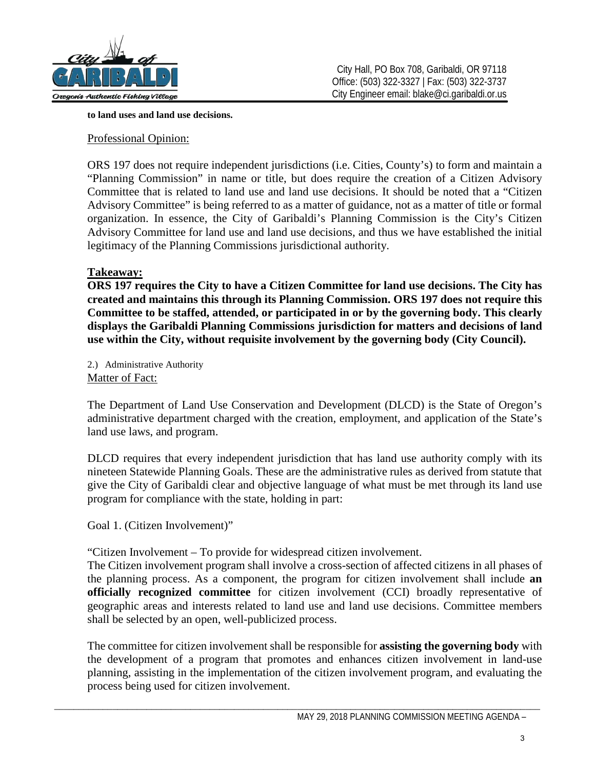**to land uses and land use decisions.**

Professional Opinion:

ORS 197 does not require independent jurisdictions (i.e. Cities, County's) to form and maintain a "Planning Commission" in name or title, but does require the creation of a Citizen Advisory Committee that is related to land use and land use decisions. It should be noted that a "Citizen Advisory Committee" is being referred to as a matter of guidance, not as a matter of title or formal organization. In essence, the City of Garibaldi's Planning Commission is the City's Citizen Advisory Committee for land use and land use decisions, and thus we have established the initial legitimacy of the Planning Commissions jurisdictional authority.

**Takeaway:**

**ORS 197 requires the City to have a Citizen Committee for land use decisions. The City has created and maintains this through its Planning Commission. ORS 197 does not require this Committee to be staffed, attended, or participated in or by the governing body. This clearly displays the Garibaldi Planning Commissions jurisdiction for matters and decisions of land use within the City, without requisite involvement by the governing body (City Council).**

2.) Administrative Authority

Matter of Fact:

The Department of Land Use Conservation and Development (DLCD) is the State of Oregon's administrative department charged with the creation, employment, and application of the State's land use laws, and program.

DLCD requires that every independent jurisdiction that has land use authority comply with its nineteen Statewide Planning Goals. These are the administrative rules as derived from statute that give the City of Garibaldi clear and objective language of what must be met through its land use program for compliance with the state, holding in part:

Goal 1. (Citizen Involvement)"

"Citizen Involvement – To provide for widespread citizen involvement.
The Citizen involvement program shall involve a cross-section of affected citizens in all phases of the planning process. As a component, the program for citizen involvement shall include **an officially recognized committee** for citizen involvement (CCI) broadly representative of geographic areas and interests related to land use and land use decisions. Committee members shall be selected by an open, well-publicized process.

The committee for citizen involvement shall be responsible for **assisting the governing body** with the development of a program that promotes and enhances citizen involvement in land-use planning, assisting in the implementation of the citizen involvement program, and evaluating the process being used for citizen involvement.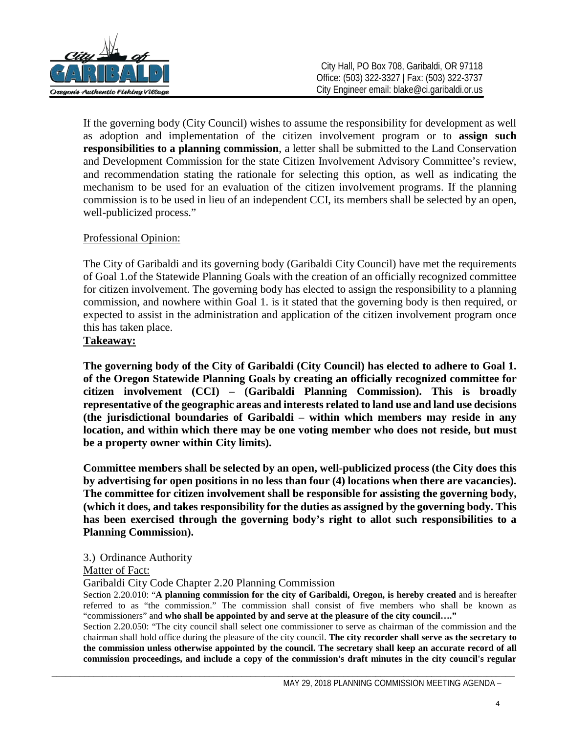If the governing body (City Council) wishes to assume the responsibility for development as well as adoption and implementation of the citizen involvement program or to **assign such responsibilities to a planning commission**, a letter shall be submitted to the Land Conservation and Development Commission for the state Citizen Involvement Advisory Committee's review, and recommendation stating the rationale for selecting this option, as well as indicating the mechanism to be used for an evaluation of the citizen involvement programs. If the planning commission is to be used in lieu of an independent CCI, its members shall be selected by an open, well-publicized process."

Professional Opinion:

The City of Garibaldi and its governing body (Garibaldi City Council) have met the requirements of Goal 1.of the Statewide Planning Goals with the creation of an officially recognized committee for citizen involvement. The governing body has elected to assign the responsibility to a planning commission, and nowhere within Goal 1. is it stated that the governing body is then required, or expected to assist in the administration and application of the citizen involvement program once this has taken place.

**Takeaway:**

**The governing body of the City of Garibaldi (City Council) has elected to adhere to Goal 1. of the Oregon Statewide Planning Goals by creating an officially recognized committee for citizen involvement (CCI) – (Garibaldi Planning Commission). This is broadly representative of the geographic areas and interests related to land use and land use decisions (the jurisdictional boundaries of Garibaldi – within which members may reside in any location, and within which there may be one voting member who does not reside, but must be a property owner within City limits).**

**Committee members shall be selected by an open, well-publicized process (the City does this by advertising for open positions in no less than four (4) locations when there are vacancies). The committee for citizen involvement shall be responsible for assisting the governing body, (which it does, and takes responsibility for the duties as assigned by the governing body. This has been exercised through the governing body's right to allot such responsibilities to a Planning Commission).**

3.) Ordinance Authority

Matter of Fact:

Garibaldi City Code Chapter 2.20 Planning Commission

Section 2.20.010: "**A planning commission for the city of Garibaldi, Oregon, is hereby created** and is hereafter referred to as "the commission." The commission shall consist of five members who shall be known as "commissioners" and **who shall be appointed by and serve at the pleasure of the city council…."**

Section 2.20.050: "The city council shall select one commissioner to serve as chairman of the commission and the chairman shall hold office during the pleasure of the city council. **The city recorder shall serve as the secretary to the commission unless otherwise appointed by the council. The secretary shall keep an accurate record of all commission proceedings, and include a copy of the commission's draft minutes in the city council's regular**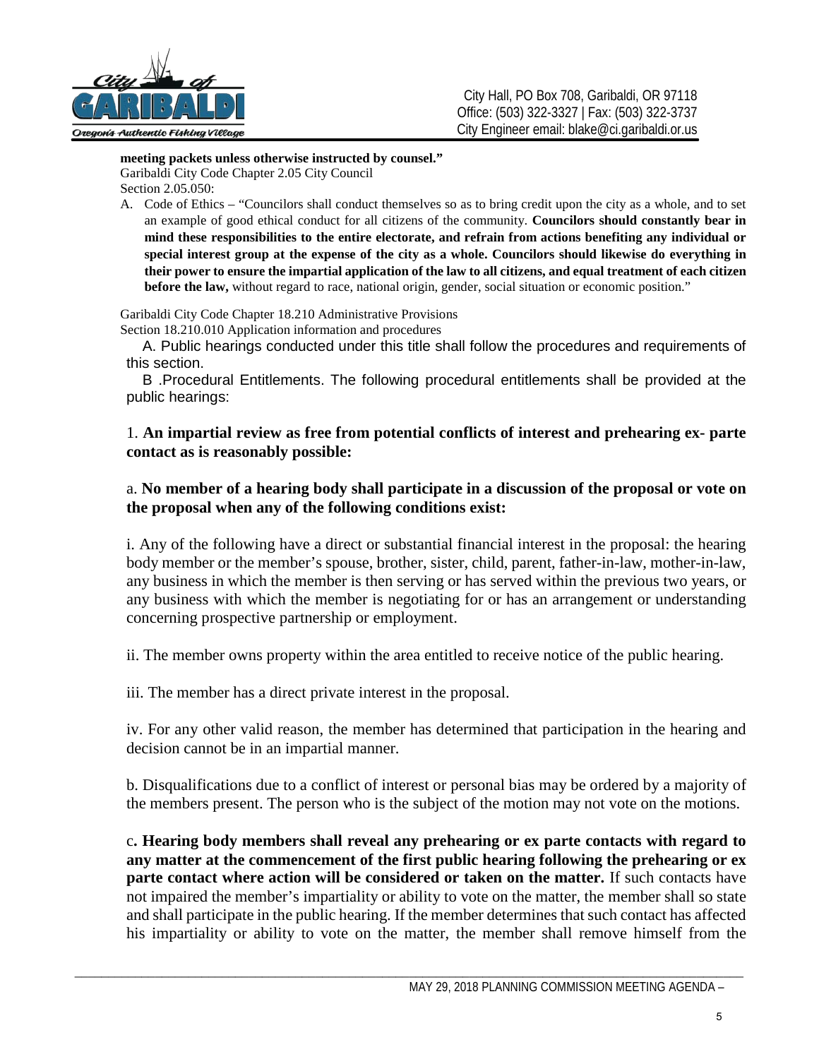**meeting packets unless otherwise instructed by counsel."**

Garibaldi City Code Chapter 2.05 City Council
Section 2.05.050:

A. Code of Ethics – "Councilors shall conduct themselves so as to bring credit upon the city as a whole, and to set an example of good ethical conduct for all citizens of the community. **Councilors should constantly bear in mind these responsibilities to the entire electorate, and refrain from actions benefiting any individual or special interest group at the expense of the city as a whole. Councilors should likewise do everything in their power to ensure the impartial application of the law to all citizens, and equal treatment of each citizen before the law,** without regard to race, national origin, gender, social situation or economic position."

Garibaldi City Code Chapter 18.210 Administrative Provisions
Section 18.210.010 Application information and procedures

A. Public hearings conducted under this title shall follow the procedures and requirements of this section.

B .Procedural Entitlements. The following procedural entitlements shall be provided at the public hearings:

1. **An impartial review as free from potential conflicts of interest and prehearing ex- parte contact as is reasonably possible:**

a. **No member of a hearing body shall participate in a discussion of the proposal or vote on the proposal when any of the following conditions exist:**

i. Any of the following have a direct or substantial financial interest in the proposal: the hearing body member or the member's spouse, brother, sister, child, parent, father-in-law, mother-in-law, any business in which the member is then serving or has served within the previous two years, or any business with which the member is negotiating for or has an arrangement or understanding concerning prospective partnership or employment.

ii. The member owns property within the area entitled to receive notice of the public hearing.

iii. The member has a direct private interest in the proposal.

iv. For any other valid reason, the member has determined that participation in the hearing and decision cannot be in an impartial manner.

b. Disqualifications due to a conflict of interest or personal bias may be ordered by a majority of the members present. The person who is the subject of the motion may not vote on the motions.

c. **Hearing body members shall reveal any prehearing or ex parte contacts with regard to any matter at the commencement of the first public hearing following the prehearing or ex parte contact where action will be considered or taken on the matter.** If such contacts have not impaired the member's impartiality or ability to vote on the matter, the member shall so state and shall participate in the public hearing. If the member determines that such contact has affected his impartiality or ability to vote on the matter, the member shall remove himself from the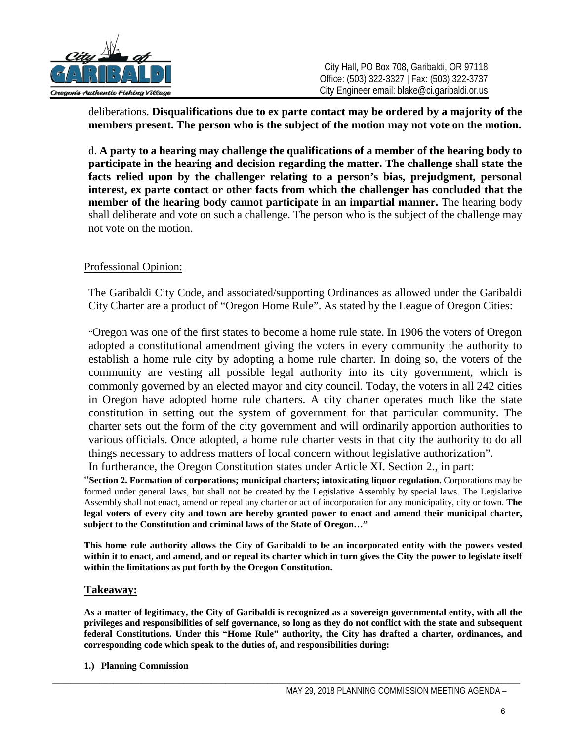deliberations. **Disqualifications due to ex parte contact may be ordered by a majority of the members present. The person who is the subject of the motion may not vote on the motion.**

d. **A party to a hearing may challenge the qualifications of a member of the hearing body to participate in the hearing and decision regarding the matter. The challenge shall state the facts relied upon by the challenger relating to a person's bias, prejudgment, personal interest, ex parte contact or other facts from which the challenger has concluded that the member of the hearing body cannot participate in an impartial manner.** The hearing body shall deliberate and vote on such a challenge. The person who is the subject of the challenge may not vote on the motion.

Professional Opinion:

The Garibaldi City Code, and associated/supporting Ordinances as allowed under the Garibaldi City Charter are a product of "Oregon Home Rule". As stated by the League of Oregon Cities:

"Oregon was one of the first states to become a home rule state. In 1906 the voters of Oregon adopted a constitutional amendment giving the voters in every community the authority to establish a home rule city by adopting a home rule charter. In doing so, the voters of the community are vesting all possible legal authority into its city government, which is commonly governed by an elected mayor and city council. Today, the voters in all 242 cities in Oregon have adopted home rule charters. A city charter operates much like the state constitution in setting out the system of government for that particular community. The charter sets out the form of the city government and will ordinarily apportion authorities to various officials. Once adopted, a home rule charter vests in that city the authority to do all things necessary to address matters of local concern without legislative authorization".

In furtherance, the Oregon Constitution states under Article XI. Section 2., in part:

"**Section 2. Formation of corporations; municipal charters; intoxicating liquor regulation.** Corporations may be formed under general laws, but shall not be created by the Legislative Assembly by special laws. The Legislative Assembly shall not enact, amend or repeal any charter or act of incorporation for any municipality, city or town. **The legal voters of every city and town are hereby granted power to enact and amend their municipal charter, subject to the Constitution and criminal laws of the State of Oregon…"**

**This home rule authority allows the City of Garibaldi to be an incorporated entity with the powers vested within it to enact, and amend, and or repeal its charter which in turn gives the City the power to legislate itself within the limitations as put forth by the Oregon Constitution.**

## Takeaway:

**As a matter of legitimacy, the City of Garibaldi is recognized as a sovereign governmental entity, with all the privileges and responsibilities of self governance, so long as they do not conflict with the state and subsequent federal Constitutions. Under this "Home Rule" authority, the City has drafted a charter, ordinances, and corresponding code which speak to the duties of, and responsibilities during:**

**1.) Planning Commission**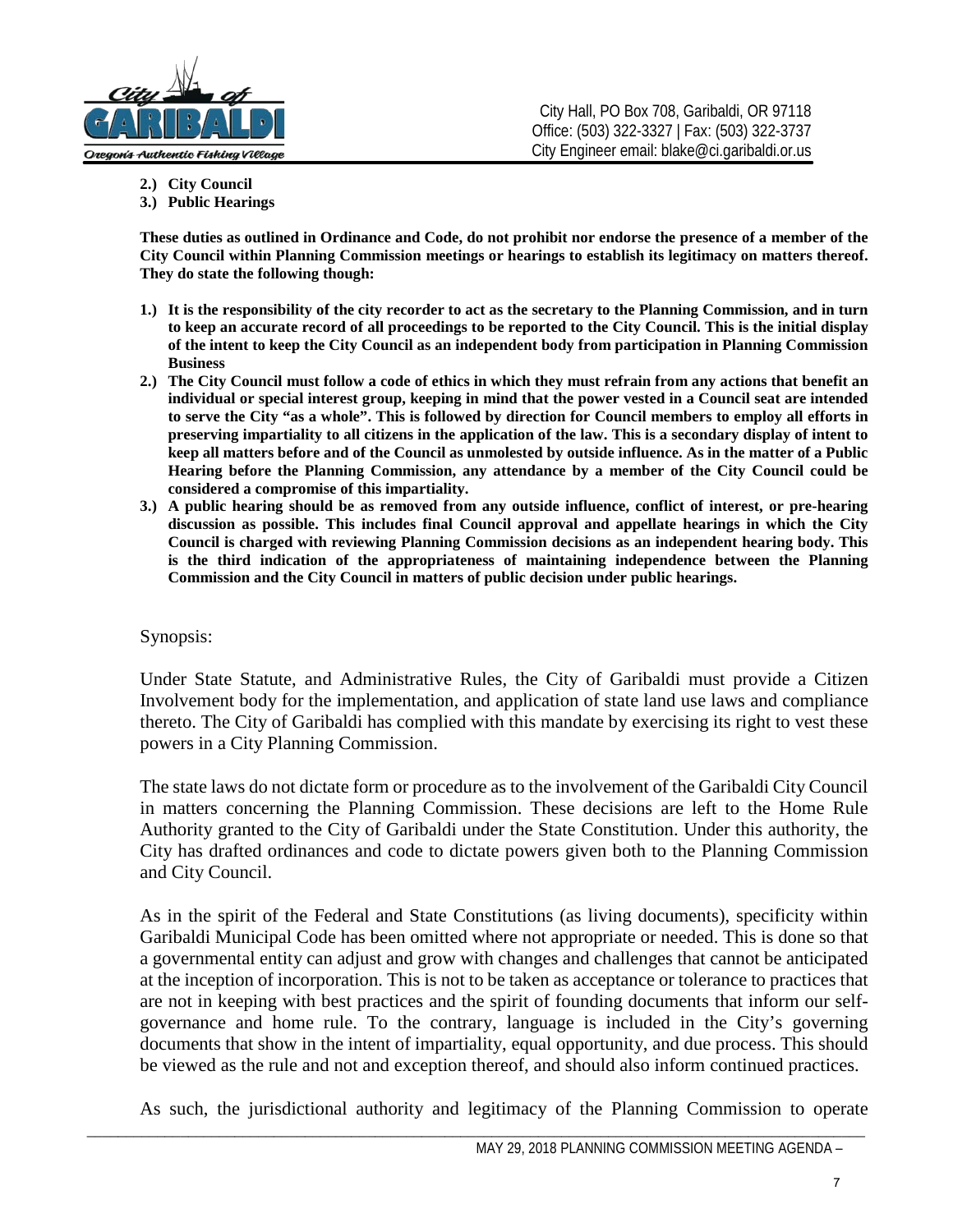**2.) City Council**
**3.) Public Hearings**

**These duties as outlined in Ordinance and Code, do not prohibit nor endorse the presence of a member of the City Council within Planning Commission meetings or hearings to establish its legitimacy on matters thereof. They do state the following though:**

1. **It is the responsibility of the city recorder to act as the secretary to the Planning Commission, and in turn to keep an accurate record of all proceedings to be reported to the City Council. This is the initial display of the intent to keep the City Council as an independent body from participation in Planning Commission Business**
2. **The City Council must follow a code of ethics in which they must refrain from any actions that benefit an individual or special interest group, keeping in mind that the power vested in a Council seat are intended to serve the City "as a whole". This is followed by direction for Council members to employ all efforts in preserving impartiality to all citizens in the application of the law. This is a secondary display of intent to keep all matters before and of the Council as unmolested by outside influence. As in the matter of a Public Hearing before the Planning Commission, any attendance by a member of the City Council could be considered a compromise of this impartiality.**
3. **A public hearing should be as removed from any outside influence, conflict of interest, or pre-hearing discussion as possible. This includes final Council approval and appellate hearings in which the City Council is charged with reviewing Planning Commission decisions as an independent hearing body. This is the third indication of the appropriateness of maintaining independence between the Planning Commission and the City Council in matters of public decision under public hearings.**

Synopsis:

Under State Statute, and Administrative Rules, the City of Garibaldi must provide a Citizen Involvement body for the implementation, and application of state land use laws and compliance thereto. The City of Garibaldi has complied with this mandate by exercising its right to vest these powers in a City Planning Commission.

The state laws do not dictate form or procedure as to the involvement of the Garibaldi City Council in matters concerning the Planning Commission. These decisions are left to the Home Rule Authority granted to the City of Garibaldi under the State Constitution. Under this authority, the City has drafted ordinances and code to dictate powers given both to the Planning Commission and City Council.

As in the spirit of the Federal and State Constitutions (as living documents), specificity within Garibaldi Municipal Code has been omitted where not appropriate or needed. This is done so that a governmental entity can adjust and grow with changes and challenges that cannot be anticipated at the inception of incorporation. This is not to be taken as acceptance or tolerance to practices that are not in keeping with best practices and the spirit of founding documents that inform our self-governance and home rule. To the contrary, language is included in the City's governing documents that show in the intent of impartiality, equal opportunity, and due process. This should be viewed as the rule and not and exception thereof, and should also inform continued practices.

As such, the jurisdictional authority and legitimacy of the Planning Commission to operate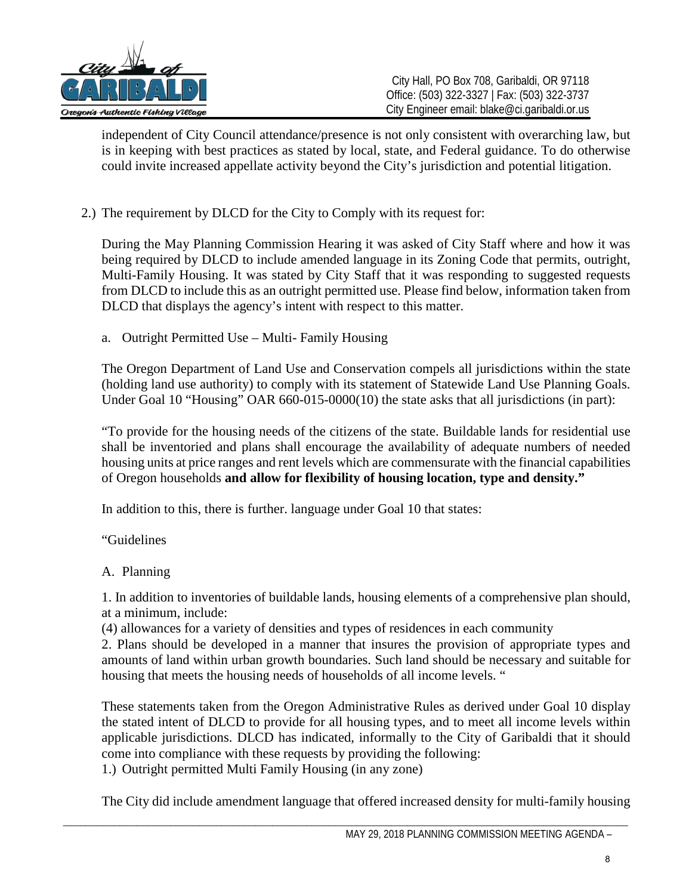independent of City Council attendance/presence is not only consistent with overarching law, but is in keeping with best practices as stated by local, state, and Federal guidance. To do otherwise could invite increased appellate activity beyond the City's jurisdiction and potential litigation.

2.) The requirement by DLCD for the City to Comply with its request for:

During the May Planning Commission Hearing it was asked of City Staff where and how it was being required by DLCD to include amended language in its Zoning Code that permits, outright, Multi-Family Housing. It was stated by City Staff that it was responding to suggested requests from DLCD to include this as an outright permitted use. Please find below, information taken from DLCD that displays the agency's intent with respect to this matter.

a. Outright Permitted Use – Multi- Family Housing

The Oregon Department of Land Use and Conservation compels all jurisdictions within the state (holding land use authority) to comply with its statement of Statewide Land Use Planning Goals. Under Goal 10 "Housing" OAR 660-015-0000(10) the state asks that all jurisdictions (in part):

"To provide for the housing needs of the citizens of the state. Buildable lands for residential use shall be inventoried and plans shall encourage the availability of adequate numbers of needed housing units at price ranges and rent levels which are commensurate with the financial capabilities of Oregon households **and allow for flexibility of housing location, type and density."**

In addition to this, there is further. language under Goal 10 that states:

"Guidelines

A. Planning

1. In addition to inventories of buildable lands, housing elements of a comprehensive plan should, at a minimum, include:
(4) allowances for a variety of densities and types of residences in each community
2. Plans should be developed in a manner that insures the provision of appropriate types and amounts of land within urban growth boundaries. Such land should be necessary and suitable for housing that meets the housing needs of households of all income levels. "

These statements taken from the Oregon Administrative Rules as derived under Goal 10 display the stated intent of DLCD to provide for all housing types, and to meet all income levels within applicable jurisdictions. DLCD has indicated, informally to the City of Garibaldi that it should come into compliance with these requests by providing the following:
1.) Outright permitted Multi Family Housing (in any zone)

The City did include amendment language that offered increased density for multi-family housing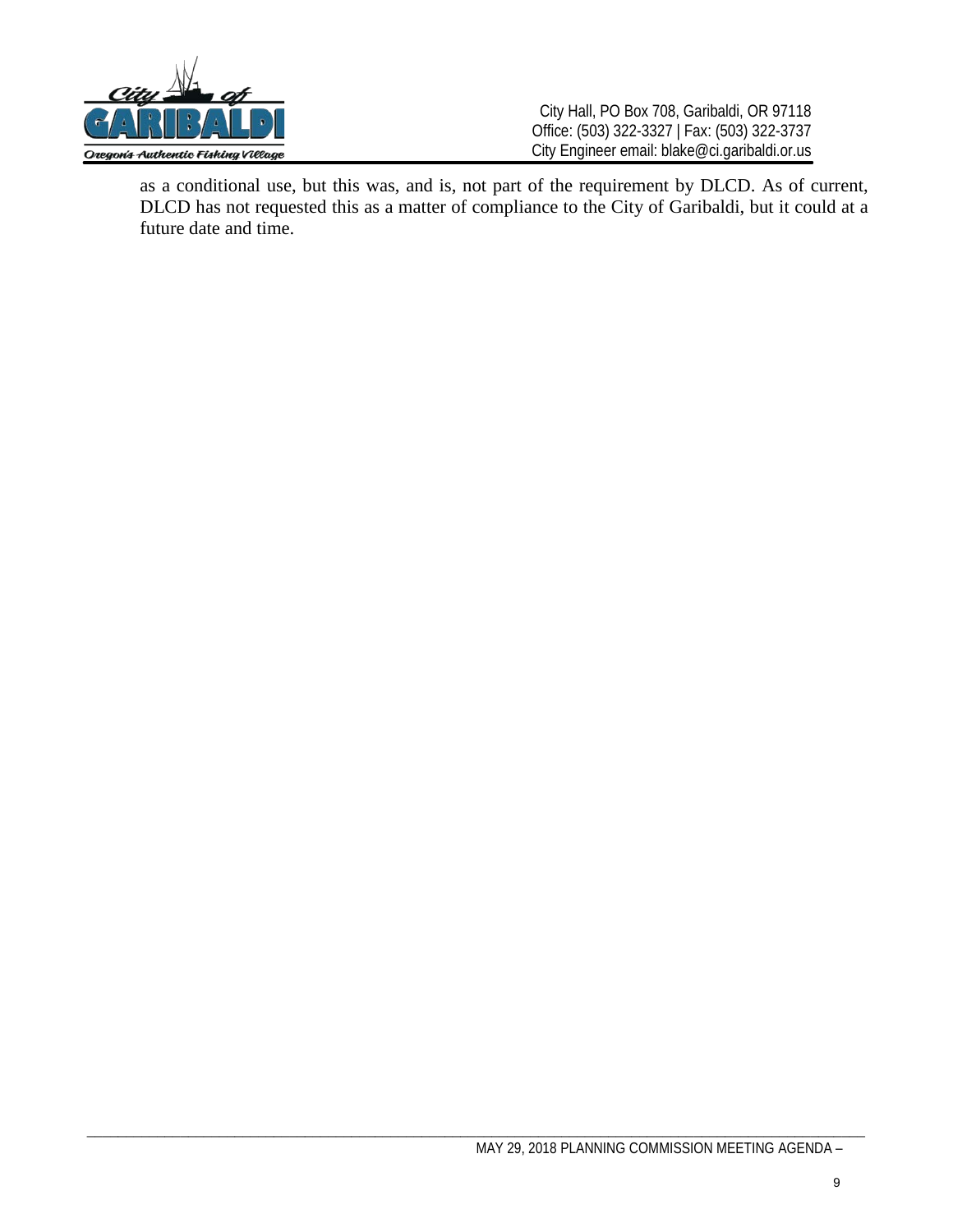as a conditional use, but this was, and is, not part of the requirement by DLCD. As of current, DLCD has not requested this as a matter of compliance to the City of Garibaldi, but it could at a future date and time.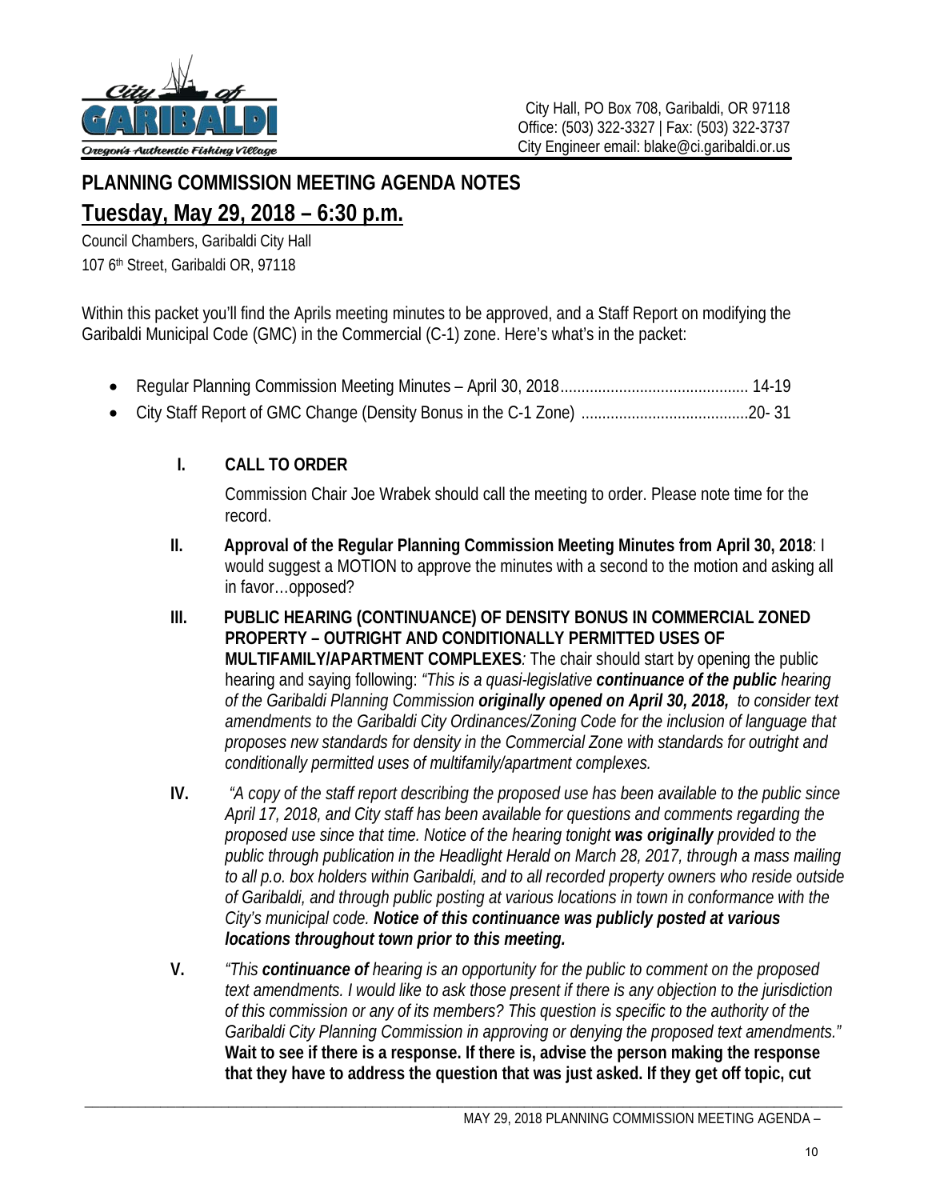City Hall, PO Box 708, Garibaldi, OR 97118
Office: (503) 322-3327 | Fax: (503) 322-3737
City Engineer email: blake@ci.garibaldi.or.us

# PLANNING COMMISSION MEETING AGENDA NOTES

## Tuesday, May 29, 2018 – 6:30 p.m.

Council Chambers, Garibaldi City Hall
107 6th Street, Garibaldi OR, 97118

Within this packet you'll find the Aprils meeting minutes to be approved, and a Staff Report on modifying the Garibaldi Municipal Code (GMC) in the Commercial (C-1) zone. Here's what's in the packet:

- Regular Planning Commission Meeting Minutes – April 30, 2018............................................ 14-19
- City Staff Report of GMC Change (Density Bonus in the C-1 Zone) .......................................20- 31

**I. CALL TO ORDER**

Commission Chair Joe Wrabek should call the meeting to order. Please note time for the record.

**II. Approval of the Regular Planning Commission Meeting Minutes from April 30, 2018**: I would suggest a MOTION to approve the minutes with a second to the motion and asking all in favor…opposed?

**III. PUBLIC HEARING (CONTINUANCE) OF DENSITY BONUS IN COMMERCIAL ZONED PROPERTY – OUTRIGHT AND CONDITIONALLY PERMITTED USES OF MULTIFAMILY/APARTMENT COMPLEXES***:* The chair should start by opening the public hearing and saying following: *"This is a quasi-legislative **continuance of the public** hearing of the Garibaldi Planning Commission **originally opened on April 30, 2018,** to consider text amendments to the Garibaldi City Ordinances/Zoning Code for the inclusion of language that proposes new standards for density in the Commercial Zone with standards for outright and conditionally permitted uses of multifamily/apartment complexes.*

**IV.** *"A copy of the staff report describing the proposed use has been available to the public since April 17, 2018, and City staff has been available for questions and comments regarding the proposed use since that time. Notice of the hearing tonight **was originally** provided to the public through publication in the Headlight Herald on March 28, 2017, through a mass mailing to all p.o. box holders within Garibaldi, and to all recorded property owners who reside outside of Garibaldi, and through public posting at various locations in town in conformance with the City's municipal code. **Notice of this continuance was publicly posted at various locations throughout town prior to this meeting.***

**V.** *"This **continuance of** hearing is an opportunity for the public to comment on the proposed text amendments. I would like to ask those present if there is any objection to the jurisdiction of this commission or any of its members? This question is specific to the authority of the Garibaldi City Planning Commission in approving or denying the proposed text amendments."* **Wait to see if there is a response. If there is, advise the person making the response that they have to address the question that was just asked. If they get off topic, cut**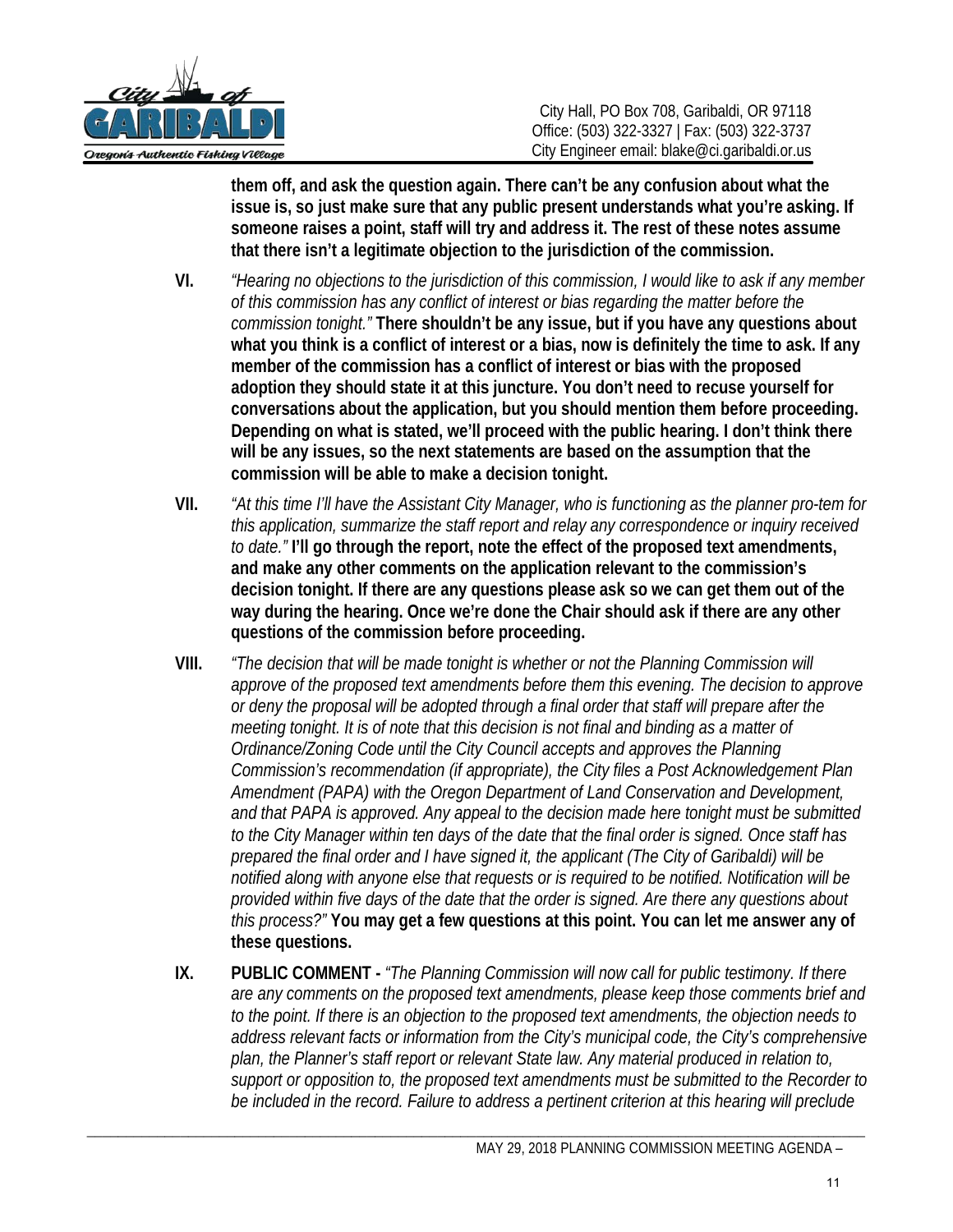**them off, and ask the question again. There can't be any confusion about what the issue is, so just make sure that any public present understands what you're asking. If someone raises a point, staff will try and address it. The rest of these notes assume that there isn't a legitimate objection to the jurisdiction of the commission.**

**VI.** *"Hearing no objections to the jurisdiction of this commission, I would like to ask if any member of this commission has any conflict of interest or bias regarding the matter before the commission tonight."* **There shouldn't be any issue, but if you have any questions about what you think is a conflict of interest or a bias, now is definitely the time to ask. If any member of the commission has a conflict of interest or bias with the proposed adoption they should state it at this juncture. You don't need to recuse yourself for conversations about the application, but you should mention them before proceeding. Depending on what is stated, we'll proceed with the public hearing. I don't think there will be any issues, so the next statements are based on the assumption that the commission will be able to make a decision tonight.**

**VII.** *"At this time I'll have the Assistant City Manager, who is functioning as the planner pro-tem for this application, summarize the staff report and relay any correspondence or inquiry received to date."* **I'll go through the report, note the effect of the proposed text amendments, and make any other comments on the application relevant to the commission's decision tonight. If there are any questions please ask so we can get them out of the way during the hearing. Once we're done the Chair should ask if there are any other questions of the commission before proceeding.**

**VIII.** *"The decision that will be made tonight is whether or not the Planning Commission will approve of the proposed text amendments before them this evening. The decision to approve or deny the proposal will be adopted through a final order that staff will prepare after the meeting tonight. It is of note that this decision is not final and binding as a matter of Ordinance/Zoning Code until the City Council accepts and approves the Planning Commission's recommendation (if appropriate), the City files a Post Acknowledgement Plan Amendment (PAPA) with the Oregon Department of Land Conservation and Development, and that PAPA is approved. Any appeal to the decision made here tonight must be submitted to the City Manager within ten days of the date that the final order is signed. Once staff has prepared the final order and I have signed it, the applicant (The City of Garibaldi) will be notified along with anyone else that requests or is required to be notified. Notification will be provided within five days of the date that the order is signed. Are there any questions about this process?"* **You may get a few questions at this point. You can let me answer any of these questions.**

**IX.** **PUBLIC COMMENT -** *"The Planning Commission will now call for public testimony. If there are any comments on the proposed text amendments, please keep those comments brief and to the point. If there is an objection to the proposed text amendments, the objection needs to address relevant facts or information from the City's municipal code, the City's comprehensive plan, the Planner's staff report or relevant State law. Any material produced in relation to, support or opposition to, the proposed text amendments must be submitted to the Recorder to be included in the record. Failure to address a pertinent criterion at this hearing will preclude*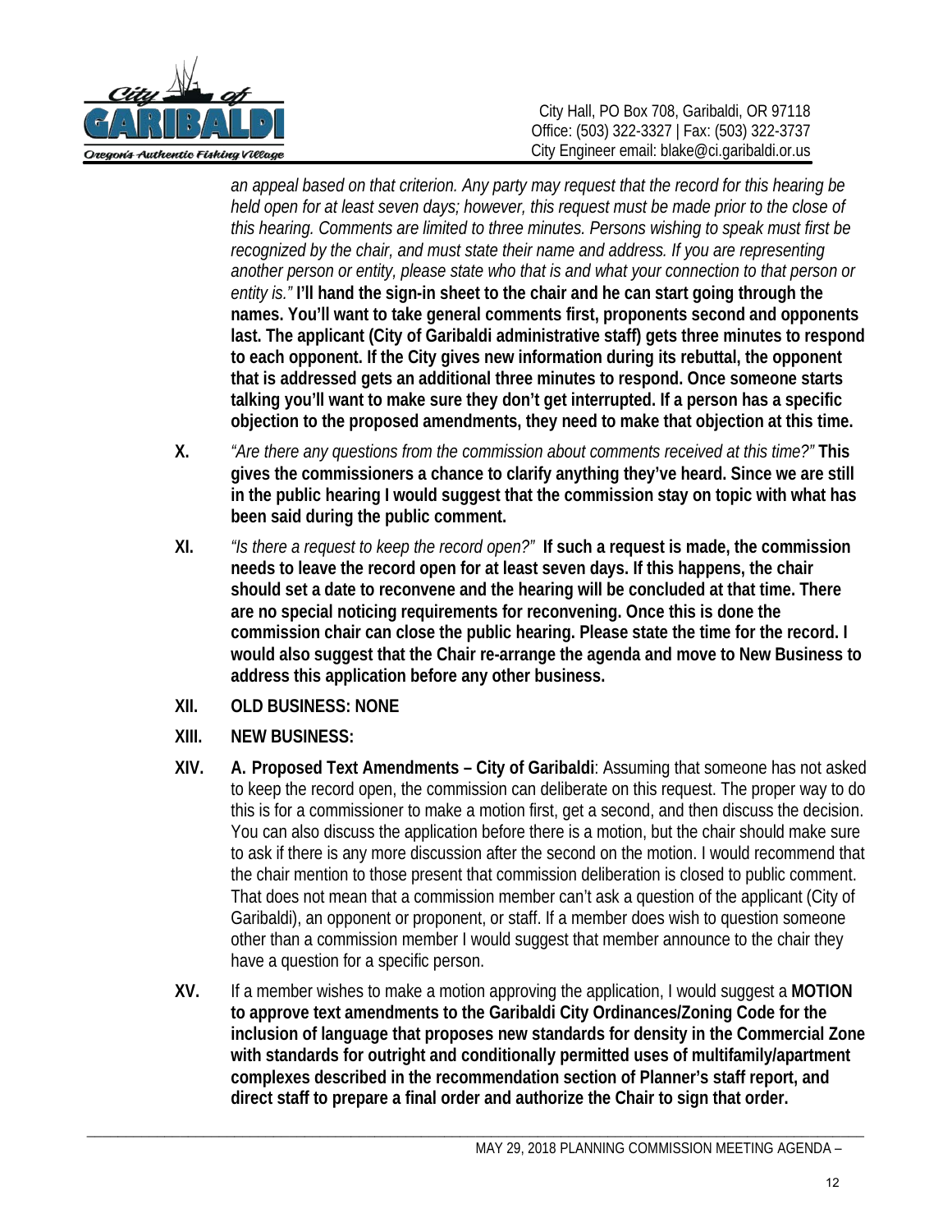*an appeal based on that criterion. Any party may request that the record for this hearing be held open for at least seven days; however, this request must be made prior to the close of this hearing. Comments are limited to three minutes. Persons wishing to speak must first be recognized by the chair, and must state their name and address. If you are representing another person or entity, please state who that is and what your connection to that person or entity is."* **I'll hand the sign-in sheet to the chair and he can start going through the names. You'll want to take general comments first, proponents second and opponents last. The applicant (City of Garibaldi administrative staff) gets three minutes to respond to each opponent. If the City gives new information during its rebuttal, the opponent that is addressed gets an additional three minutes to respond. Once someone starts talking you'll want to make sure they don't get interrupted. If a person has a specific objection to the proposed amendments, they need to make that objection at this time.**

**X.** *"Are there any questions from the commission about comments received at this time?"* **This gives the commissioners a chance to clarify anything they've heard. Since we are still in the public hearing I would suggest that the commission stay on topic with what has been said during the public comment.**

**XI.** *"Is there a request to keep the record open?"* **If such a request is made, the commission needs to leave the record open for at least seven days. If this happens, the chair should set a date to reconvene and the hearing will be concluded at that time. There are no special noticing requirements for reconvening. Once this is done the commission chair can close the public hearing. Please state the time for the record. I would also suggest that the Chair re-arrange the agenda and move to New Business to address this application before any other business.**

**XII. OLD BUSINESS: NONE**

**XIII. NEW BUSINESS:**

**XIV. A. Proposed Text Amendments – City of Garibaldi**: Assuming that someone has not asked to keep the record open, the commission can deliberate on this request. The proper way to do this is for a commissioner to make a motion first, get a second, and then discuss the decision. You can also discuss the application before there is a motion, but the chair should make sure to ask if there is any more discussion after the second on the motion. I would recommend that the chair mention to those present that commission deliberation is closed to public comment. That does not mean that a commission member can't ask a question of the applicant (City of Garibaldi), an opponent or proponent, or staff. If a member does wish to question someone other than a commission member I would suggest that member announce to the chair they have a question for a specific person.

**XV.** If a member wishes to make a motion approving the application, I would suggest a **MOTION to approve text amendments to the Garibaldi City Ordinances/Zoning Code for the inclusion of language that proposes new standards for density in the Commercial Zone with standards for outright and conditionally permitted uses of multifamily/apartment complexes described in the recommendation section of Planner's staff report, and direct staff to prepare a final order and authorize the Chair to sign that order.**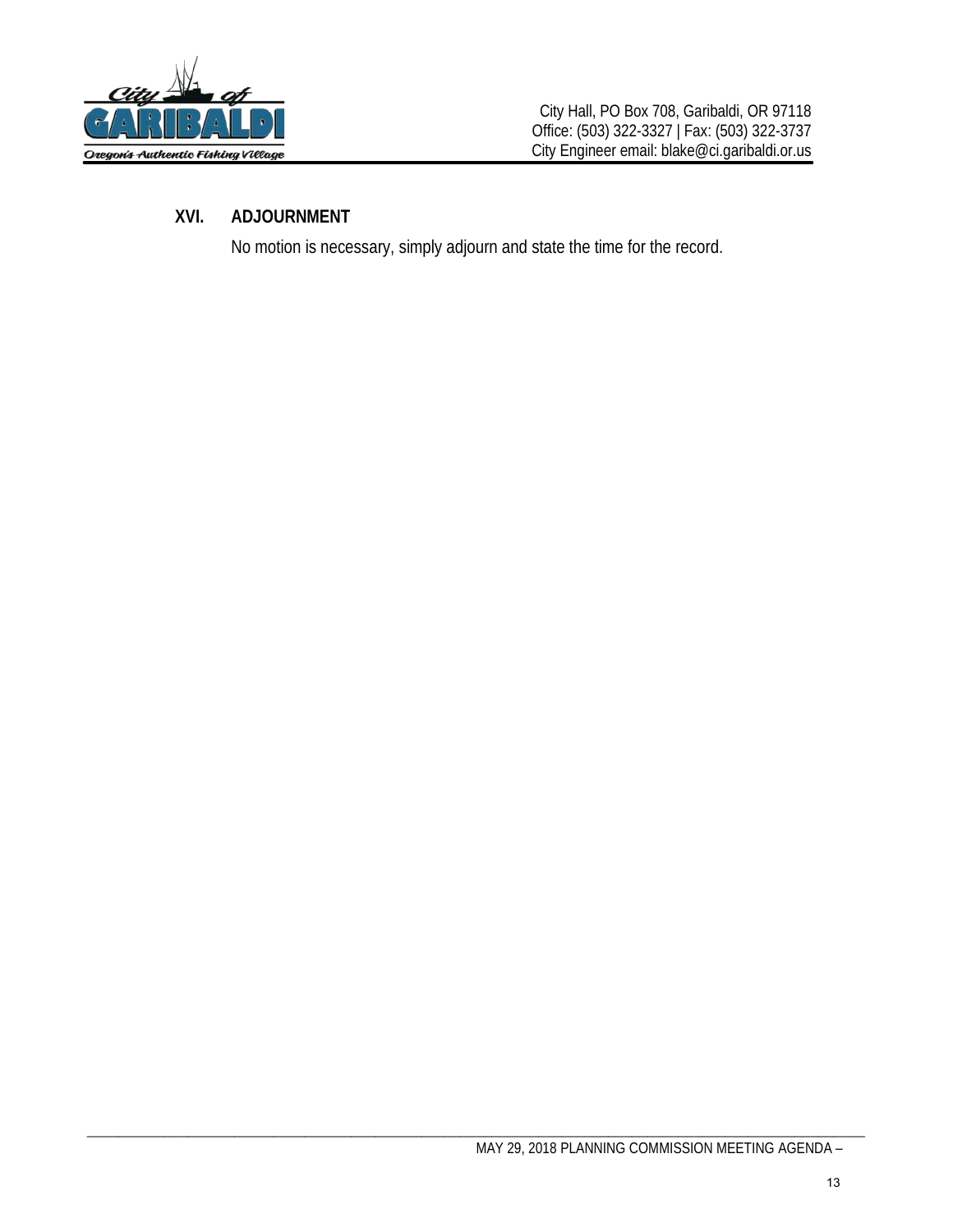## XVI. ADJOURNMENT

No motion is necessary, simply adjourn and state the time for the record.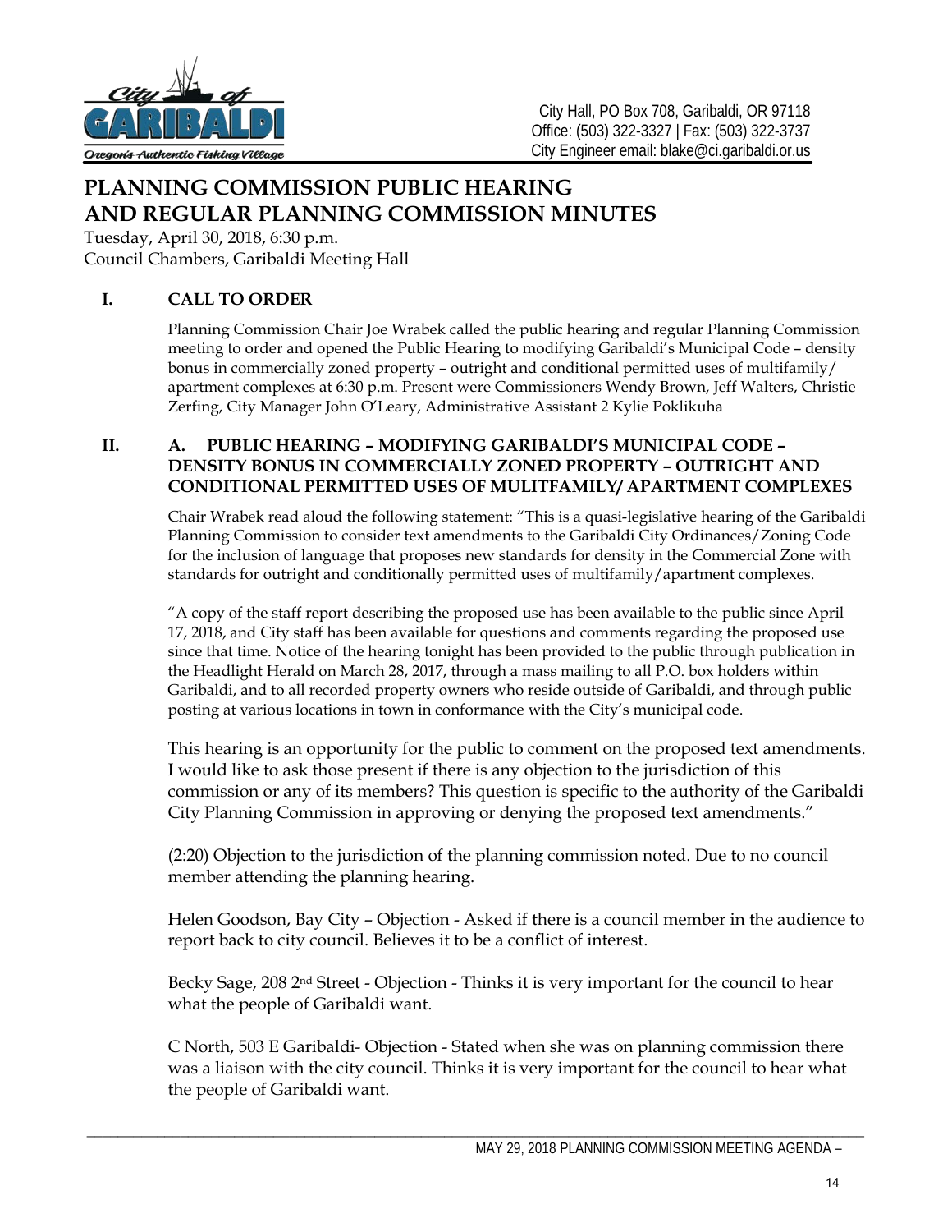City Hall, PO Box 708, Garibaldi, OR 97118
Office: (503) 322-3327 | Fax: (503) 322-3737
City Engineer email: blake@ci.garibaldi.or.us

# PLANNING COMMISSION PUBLIC HEARING AND REGULAR PLANNING COMMISSION MINUTES

Tuesday, April 30, 2018, 6:30 p.m.
Council Chambers, Garibaldi Meeting Hall

## I. CALL TO ORDER

Planning Commission Chair Joe Wrabek called the public hearing and regular Planning Commission meeting to order and opened the Public Hearing to modifying Garibaldi's Municipal Code – density bonus in commercially zoned property – outright and conditional permitted uses of multifamily/ apartment complexes at 6:30 p.m. Present were Commissioners Wendy Brown, Jeff Walters, Christie Zerfing, City Manager John O'Leary, Administrative Assistant 2 Kylie Poklikuha

## II. A. PUBLIC HEARING – MODIFYING GARIBALDI'S MUNICIPAL CODE – DENSITY BONUS IN COMMERCIALLY ZONED PROPERTY – OUTRIGHT AND CONDITIONAL PERMITTED USES OF MULITFAMILY/ APARTMENT COMPLEXES

Chair Wrabek read aloud the following statement: "This is a quasi-legislative hearing of the Garibaldi Planning Commission to consider text amendments to the Garibaldi City Ordinances/Zoning Code for the inclusion of language that proposes new standards for density in the Commercial Zone with standards for outright and conditionally permitted uses of multifamily/apartment complexes.

"A copy of the staff report describing the proposed use has been available to the public since April 17, 2018, and City staff has been available for questions and comments regarding the proposed use since that time. Notice of the hearing tonight has been provided to the public through publication in the Headlight Herald on March 28, 2017, through a mass mailing to all P.O. box holders within Garibaldi, and to all recorded property owners who reside outside of Garibaldi, and through public posting at various locations in town in conformance with the City's municipal code.

This hearing is an opportunity for the public to comment on the proposed text amendments. I would like to ask those present if there is any objection to the jurisdiction of this commission or any of its members? This question is specific to the authority of the Garibaldi City Planning Commission in approving or denying the proposed text amendments."

(2:20) Objection to the jurisdiction of the planning commission noted. Due to no council member attending the planning hearing.

Helen Goodson, Bay City – Objection - Asked if there is a council member in the audience to report back to city council. Believes it to be a conflict of interest.

Becky Sage, 208 2nd Street - Objection - Thinks it is very important for the council to hear what the people of Garibaldi want.

C North, 503 E Garibaldi- Objection - Stated when she was on planning commission there was a liaison with the city council. Thinks it is very important for the council to hear what the people of Garibaldi want.

MAY 29, 2018 PLANNING COMMISSION MEETING AGENDA –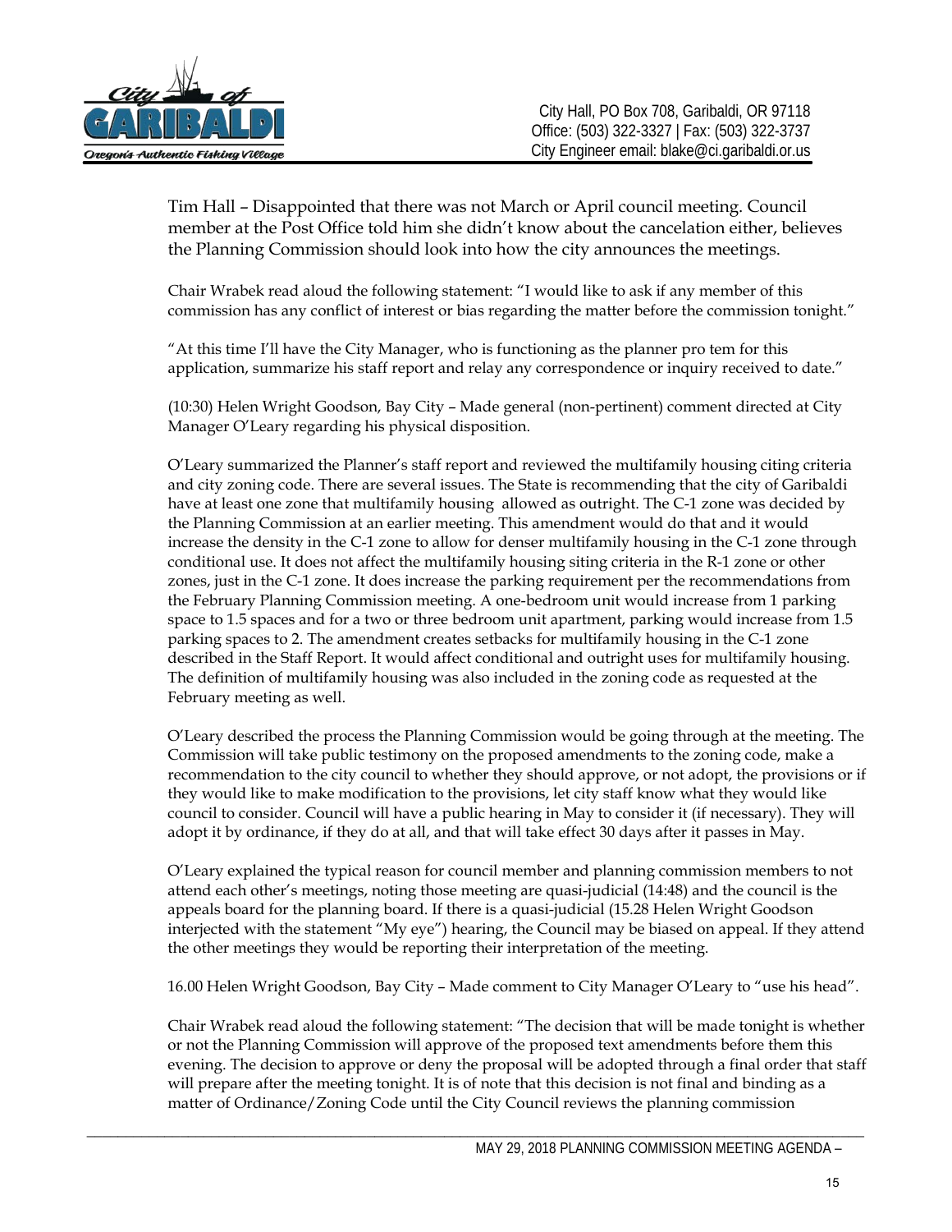Tim Hall – Disappointed that there was not March or April council meeting. Council member at the Post Office told him she didn't know about the cancelation either, believes the Planning Commission should look into how the city announces the meetings.

Chair Wrabek read aloud the following statement: "I would like to ask if any member of this commission has any conflict of interest or bias regarding the matter before the commission tonight."

"At this time I'll have the City Manager, who is functioning as the planner pro tem for this application, summarize his staff report and relay any correspondence or inquiry received to date."

(10:30) Helen Wright Goodson, Bay City – Made general (non-pertinent) comment directed at City Manager O'Leary regarding his physical disposition.

O'Leary summarized the Planner's staff report and reviewed the multifamily housing citing criteria and city zoning code. There are several issues. The State is recommending that the city of Garibaldi have at least one zone that multifamily housing allowed as outright. The C-1 zone was decided by the Planning Commission at an earlier meeting. This amendment would do that and it would increase the density in the C-1 zone to allow for denser multifamily housing in the C-1 zone through conditional use. It does not affect the multifamily housing siting criteria in the R-1 zone or other zones, just in the C-1 zone. It does increase the parking requirement per the recommendations from the February Planning Commission meeting. A one-bedroom unit would increase from 1 parking space to 1.5 spaces and for a two or three bedroom unit apartment, parking would increase from 1.5 parking spaces to 2. The amendment creates setbacks for multifamily housing in the C-1 zone described in the Staff Report. It would affect conditional and outright uses for multifamily housing. The definition of multifamily housing was also included in the zoning code as requested at the February meeting as well.

O'Leary described the process the Planning Commission would be going through at the meeting. The Commission will take public testimony on the proposed amendments to the zoning code, make a recommendation to the city council to whether they should approve, or not adopt, the provisions or if they would like to make modification to the provisions, let city staff know what they would like council to consider. Council will have a public hearing in May to consider it (if necessary). They will adopt it by ordinance, if they do at all, and that will take effect 30 days after it passes in May.

O'Leary explained the typical reason for council member and planning commission members to not attend each other's meetings, noting those meeting are quasi-judicial (14:48) and the council is the appeals board for the planning board. If there is a quasi-judicial (15.28 Helen Wright Goodson interjected with the statement "My eye") hearing, the Council may be biased on appeal. If they attend the other meetings they would be reporting their interpretation of the meeting.

16.00 Helen Wright Goodson, Bay City – Made comment to City Manager O'Leary to "use his head".

Chair Wrabek read aloud the following statement: "The decision that will be made tonight is whether or not the Planning Commission will approve of the proposed text amendments before them this evening. The decision to approve or deny the proposal will be adopted through a final order that staff will prepare after the meeting tonight. It is of note that this decision is not final and binding as a matter of Ordinance/Zoning Code until the City Council reviews the planning commission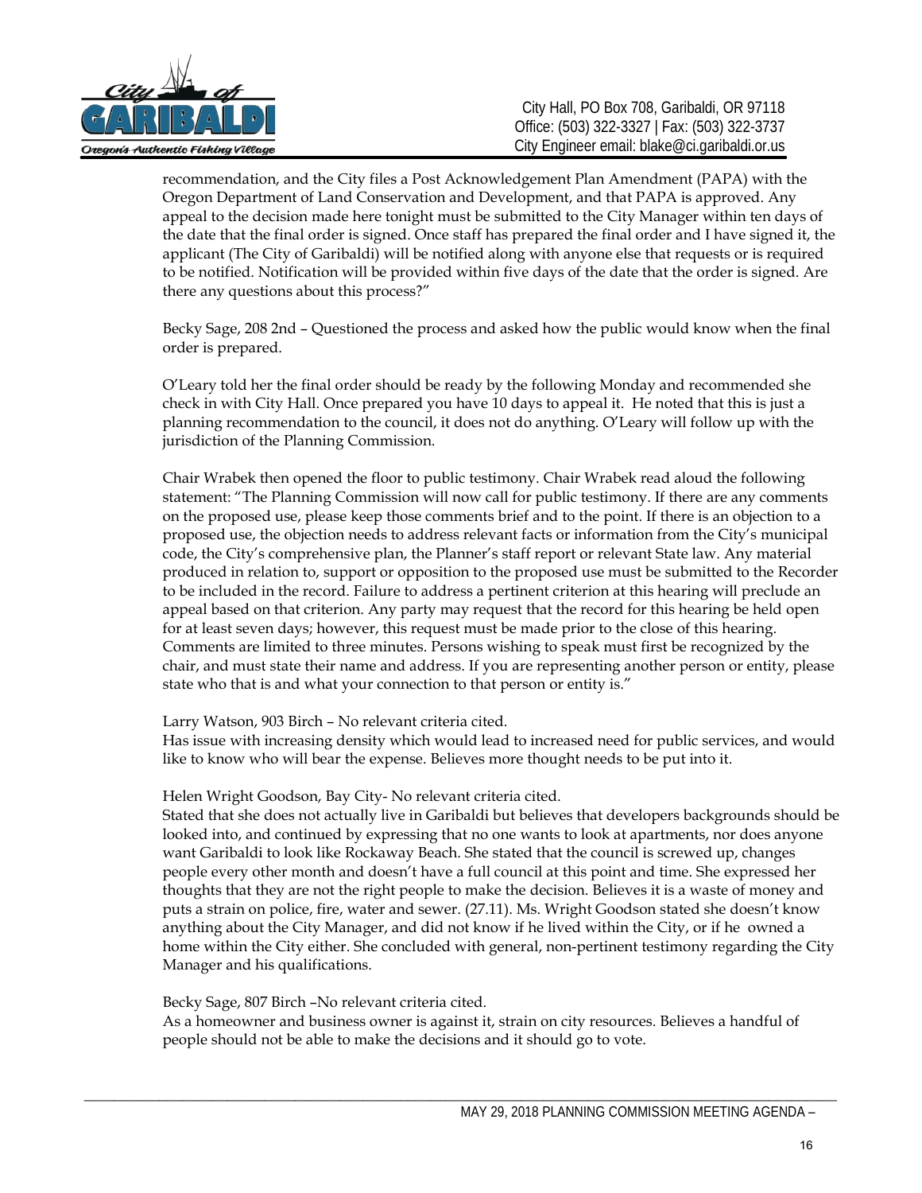recommendation, and the City files a Post Acknowledgement Plan Amendment (PAPA) with the Oregon Department of Land Conservation and Development, and that PAPA is approved. Any appeal to the decision made here tonight must be submitted to the City Manager within ten days of the date that the final order is signed. Once staff has prepared the final order and I have signed it, the applicant (The City of Garibaldi) will be notified along with anyone else that requests or is required to be notified. Notification will be provided within five days of the date that the order is signed. Are there any questions about this process?"

Becky Sage, 208 2nd – Questioned the process and asked how the public would know when the final order is prepared.

O'Leary told her the final order should be ready by the following Monday and recommended she check in with City Hall. Once prepared you have 10 days to appeal it. He noted that this is just a planning recommendation to the council, it does not do anything. O'Leary will follow up with the jurisdiction of the Planning Commission.

Chair Wrabek then opened the floor to public testimony. Chair Wrabek read aloud the following statement: "The Planning Commission will now call for public testimony. If there are any comments on the proposed use, please keep those comments brief and to the point. If there is an objection to a proposed use, the objection needs to address relevant facts or information from the City's municipal code, the City's comprehensive plan, the Planner's staff report or relevant State law. Any material produced in relation to, support or opposition to the proposed use must be submitted to the Recorder to be included in the record. Failure to address a pertinent criterion at this hearing will preclude an appeal based on that criterion. Any party may request that the record for this hearing be held open for at least seven days; however, this request must be made prior to the close of this hearing. Comments are limited to three minutes. Persons wishing to speak must first be recognized by the chair, and must state their name and address. If you are representing another person or entity, please state who that is and what your connection to that person or entity is."

Larry Watson, 903 Birch – No relevant criteria cited.
Has issue with increasing density which would lead to increased need for public services, and would like to know who will bear the expense. Believes more thought needs to be put into it.

Helen Wright Goodson, Bay City- No relevant criteria cited.
Stated that she does not actually live in Garibaldi but believes that developers backgrounds should be looked into, and continued by expressing that no one wants to look at apartments, nor does anyone want Garibaldi to look like Rockaway Beach. She stated that the council is screwed up, changes people every other month and doesn't have a full council at this point and time. She expressed her thoughts that they are not the right people to make the decision. Believes it is a waste of money and puts a strain on police, fire, water and sewer. (27.11). Ms. Wright Goodson stated she doesn't know anything about the City Manager, and did not know if he lived within the City, or if he owned a home within the City either. She concluded with general, non-pertinent testimony regarding the City Manager and his qualifications.

Becky Sage, 807 Birch –No relevant criteria cited.
As a homeowner and business owner is against it, strain on city resources. Believes a handful of people should not be able to make the decisions and it should go to vote.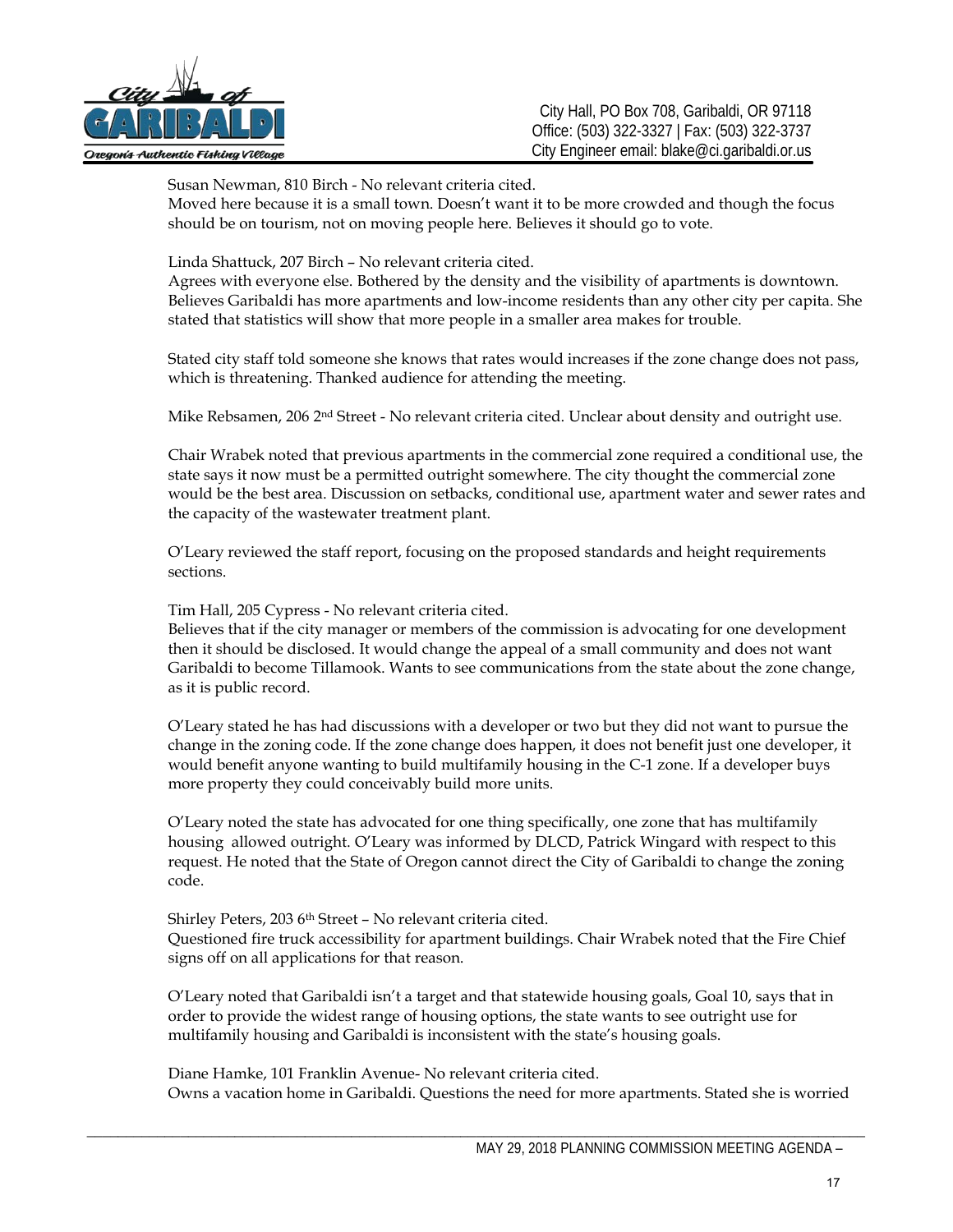Susan Newman, 810 Birch - No relevant criteria cited.
Moved here because it is a small town. Doesn't want it to be more crowded and though the focus should be on tourism, not on moving people here. Believes it should go to vote.

Linda Shattuck, 207 Birch – No relevant criteria cited.
Agrees with everyone else. Bothered by the density and the visibility of apartments is downtown. Believes Garibaldi has more apartments and low-income residents than any other city per capita. She stated that statistics will show that more people in a smaller area makes for trouble.

Stated city staff told someone she knows that rates would increases if the zone change does not pass, which is threatening. Thanked audience for attending the meeting.

Mike Rebsamen, 206 2nd Street - No relevant criteria cited. Unclear about density and outright use.

Chair Wrabek noted that previous apartments in the commercial zone required a conditional use, the state says it now must be a permitted outright somewhere. The city thought the commercial zone would be the best area. Discussion on setbacks, conditional use, apartment water and sewer rates and the capacity of the wastewater treatment plant.

O'Leary reviewed the staff report, focusing on the proposed standards and height requirements sections.

Tim Hall, 205 Cypress - No relevant criteria cited.
Believes that if the city manager or members of the commission is advocating for one development then it should be disclosed. It would change the appeal of a small community and does not want Garibaldi to become Tillamook. Wants to see communications from the state about the zone change, as it is public record.

O'Leary stated he has had discussions with a developer or two but they did not want to pursue the change in the zoning code. If the zone change does happen, it does not benefit just one developer, it would benefit anyone wanting to build multifamily housing in the C-1 zone. If a developer buys more property they could conceivably build more units.

O'Leary noted the state has advocated for one thing specifically, one zone that has multifamily housing allowed outright. O'Leary was informed by DLCD, Patrick Wingard with respect to this request. He noted that the State of Oregon cannot direct the City of Garibaldi to change the zoning code.

Shirley Peters, 203 6th Street – No relevant criteria cited.
Questioned fire truck accessibility for apartment buildings. Chair Wrabek noted that the Fire Chief signs off on all applications for that reason.

O'Leary noted that Garibaldi isn't a target and that statewide housing goals, Goal 10, says that in order to provide the widest range of housing options, the state wants to see outright use for multifamily housing and Garibaldi is inconsistent with the state's housing goals.

Diane Hamke, 101 Franklin Avenue- No relevant criteria cited.
Owns a vacation home in Garibaldi. Questions the need for more apartments. Stated she is worried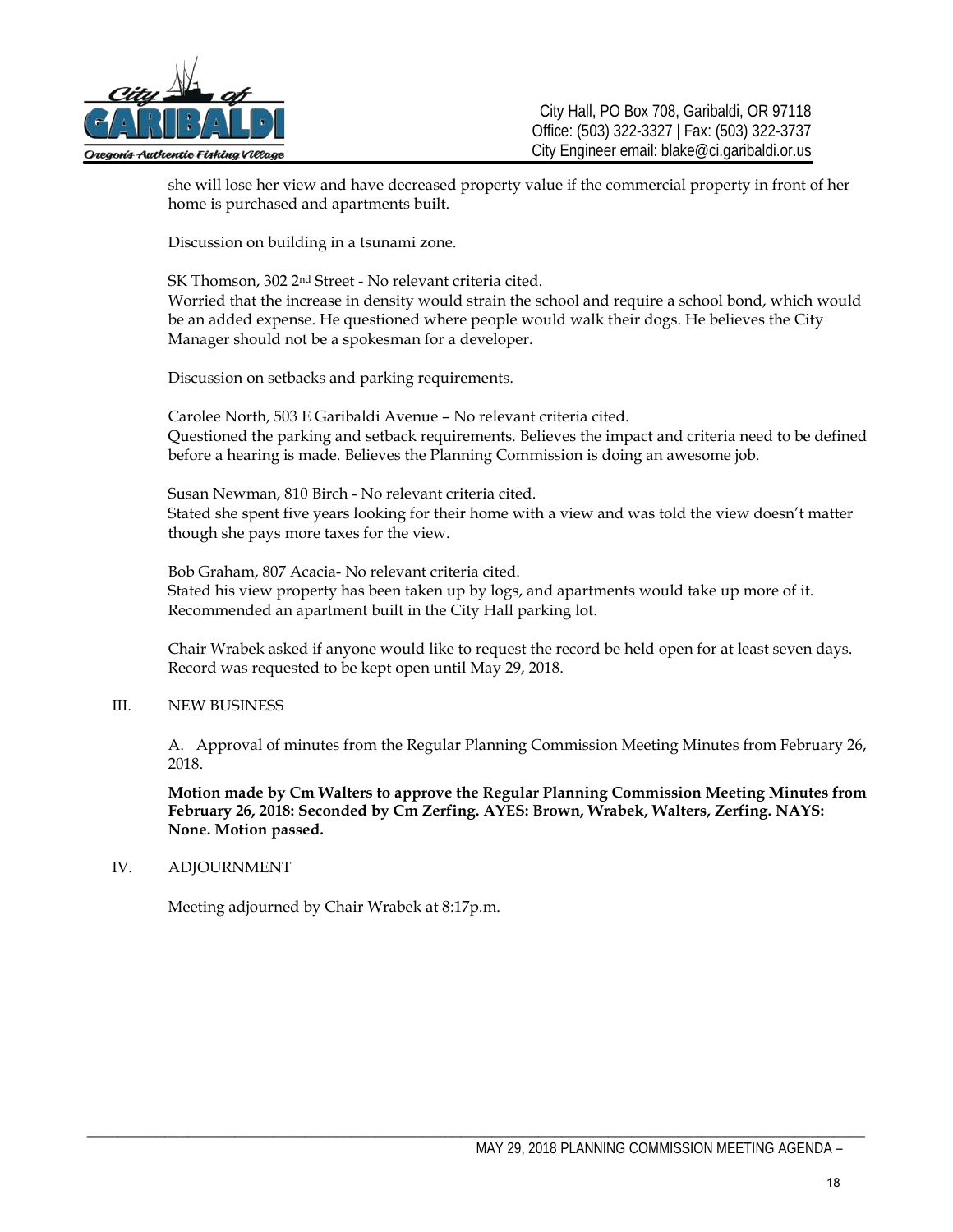she will lose her view and have decreased property value if the commercial property in front of her home is purchased and apartments built.

Discussion on building in a tsunami zone.

SK Thomson, 302 2nd Street - No relevant criteria cited.
Worried that the increase in density would strain the school and require a school bond, which would be an added expense. He questioned where people would walk their dogs. He believes the City Manager should not be a spokesman for a developer.

Discussion on setbacks and parking requirements.

Carolee North, 503 E Garibaldi Avenue – No relevant criteria cited.
Questioned the parking and setback requirements. Believes the impact and criteria need to be defined before a hearing is made. Believes the Planning Commission is doing an awesome job.

Susan Newman, 810 Birch - No relevant criteria cited.
Stated she spent five years looking for their home with a view and was told the view doesn't matter though she pays more taxes for the view.

Bob Graham, 807 Acacia- No relevant criteria cited.
Stated his view property has been taken up by logs, and apartments would take up more of it. Recommended an apartment built in the City Hall parking lot.

Chair Wrabek asked if anyone would like to request the record be held open for at least seven days. Record was requested to be kept open until May 29, 2018.

III. NEW BUSINESS

A. Approval of minutes from the Regular Planning Commission Meeting Minutes from February 26, 2018.

**Motion made by Cm Walters to approve the Regular Planning Commission Meeting Minutes from February 26, 2018: Seconded by Cm Zerfing. AYES: Brown, Wrabek, Walters, Zerfing. NAYS: None. Motion passed.**

IV. ADJOURNMENT

Meeting adjourned by Chair Wrabek at 8:17p.m.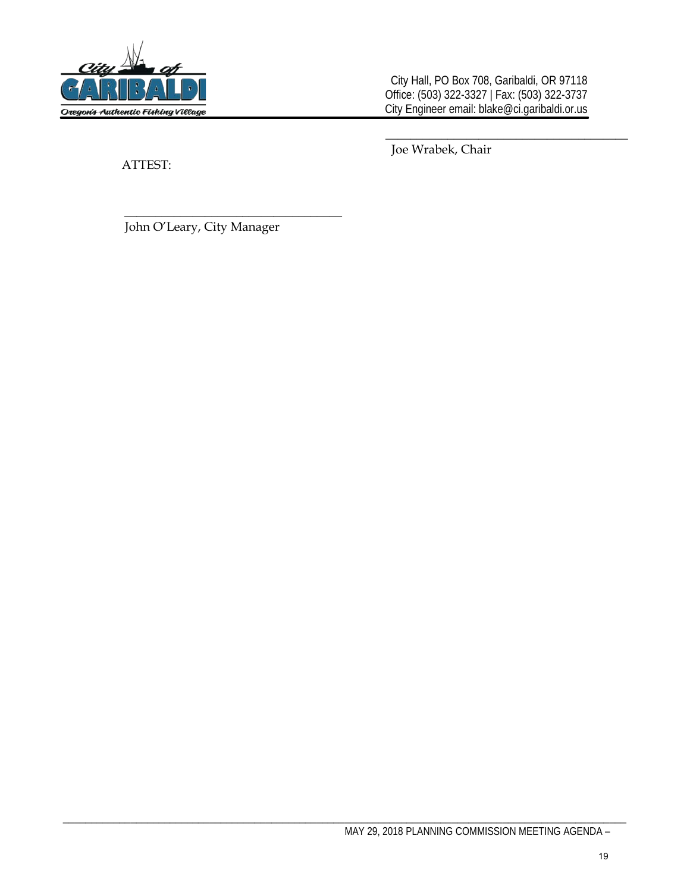\_\_\_\_\_\_\_\_\_\_\_\_\_\_\_\_\_\_\_\_\_\_\_\_\_\_\_\_\_\_\_\_\_\_\_\_\_\_\_\_

Joe Wrabek, Chair

ATTEST:

\_\_\_\_\_\_\_\_\_\_\_\_\_\_\_\_\_\_\_\_\_\_\_\_\_\_\_\_\_\_\_\_\_\_\_\_\_\_\_\_

John O'Leary, City Manager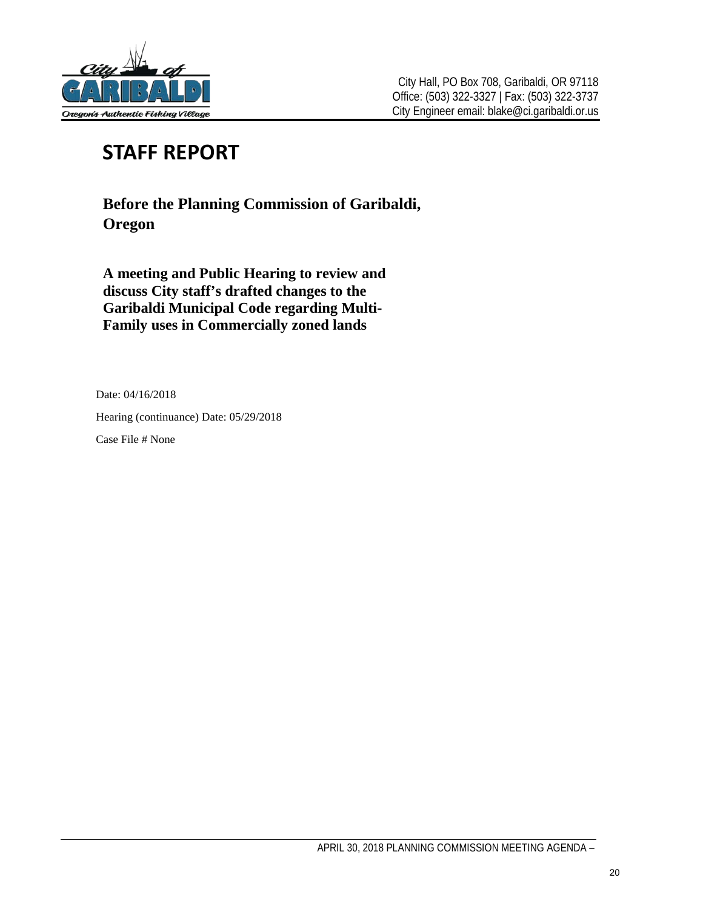City Hall, PO Box 708, Garibaldi, OR 97118
Office: (503) 322-3327 | Fax: (503) 322-3737
City Engineer email: blake@ci.garibaldi.or.us

# STAFF REPORT

## Before the Planning Commission of Garibaldi, Oregon

### A meeting and Public Hearing to review and discuss City staff's drafted changes to the Garibaldi Municipal Code regarding Multi-Family uses in Commercially zoned lands

Date: 04/16/2018

Hearing (continuance) Date: 05/29/2018

Case File # None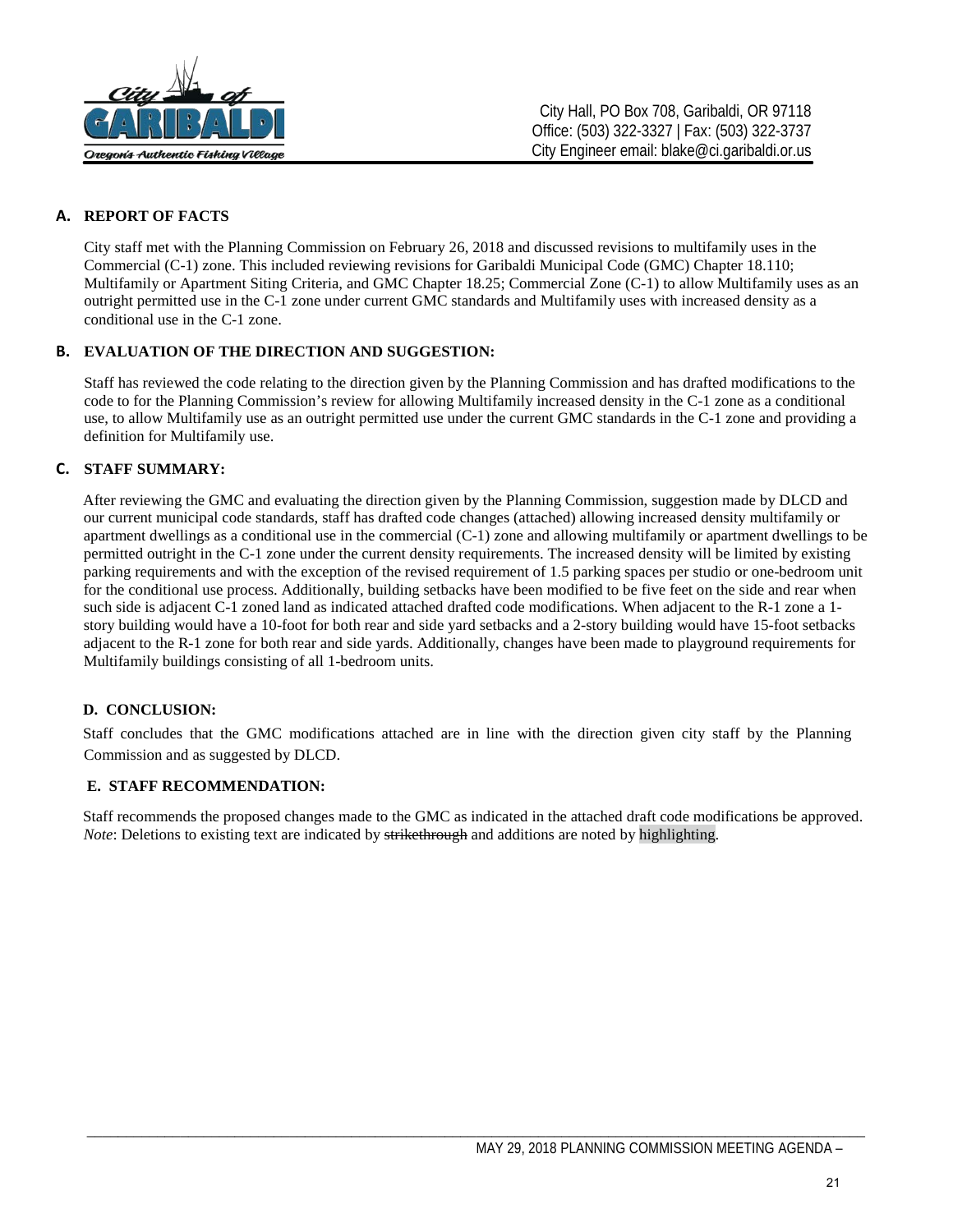City Hall, PO Box 708, Garibaldi, OR 97118
Office: (503) 322-3327 | Fax: (503) 322-3737
City Engineer email: blake@ci.garibaldi.or.us

## A. REPORT OF FACTS

City staff met with the Planning Commission on February 26, 2018 and discussed revisions to multifamily uses in the Commercial (C-1) zone. This included reviewing revisions for Garibaldi Municipal Code (GMC) Chapter 18.110; Multifamily or Apartment Siting Criteria, and GMC Chapter 18.25; Commercial Zone (C-1) to allow Multifamily uses as an outright permitted use in the C-1 zone under current GMC standards and Multifamily uses with increased density as a conditional use in the C-1 zone.

## B. EVALUATION OF THE DIRECTION AND SUGGESTION:

Staff has reviewed the code relating to the direction given by the Planning Commission and has drafted modifications to the code to for the Planning Commission's review for allowing Multifamily increased density in the C-1 zone as a conditional use, to allow Multifamily use as an outright permitted use under the current GMC standards in the C-1 zone and providing a definition for Multifamily use.

## C. STAFF SUMMARY:

After reviewing the GMC and evaluating the direction given by the Planning Commission, suggestion made by DLCD and our current municipal code standards, staff has drafted code changes (attached) allowing increased density multifamily or apartment dwellings as a conditional use in the commercial (C-1) zone and allowing multifamily or apartment dwellings to be permitted outright in the C-1 zone under the current density requirements. The increased density will be limited by existing parking requirements and with the exception of the revised requirement of 1.5 parking spaces per studio or one-bedroom unit for the conditional use process. Additionally, building setbacks have been modified to be five feet on the side and rear when such side is adjacent C-1 zoned land as indicated attached drafted code modifications. When adjacent to the R-1 zone a 1-story building would have a 10-foot for both rear and side yard setbacks and a 2-story building would have 15-foot setbacks adjacent to the R-1 zone for both rear and side yards. Additionally, changes have been made to playground requirements for Multifamily buildings consisting of all 1-bedroom units.

## D. CONCLUSION:

Staff concludes that the GMC modifications attached are in line with the direction given city staff by the Planning Commission and as suggested by DLCD.

## E. STAFF RECOMMENDATION:

Staff recommends the proposed changes made to the GMC as indicated in the attached draft code modifications be approved. *Note*: Deletions to existing text are indicated by ~~strikethrough~~ and additions are noted by highlighting.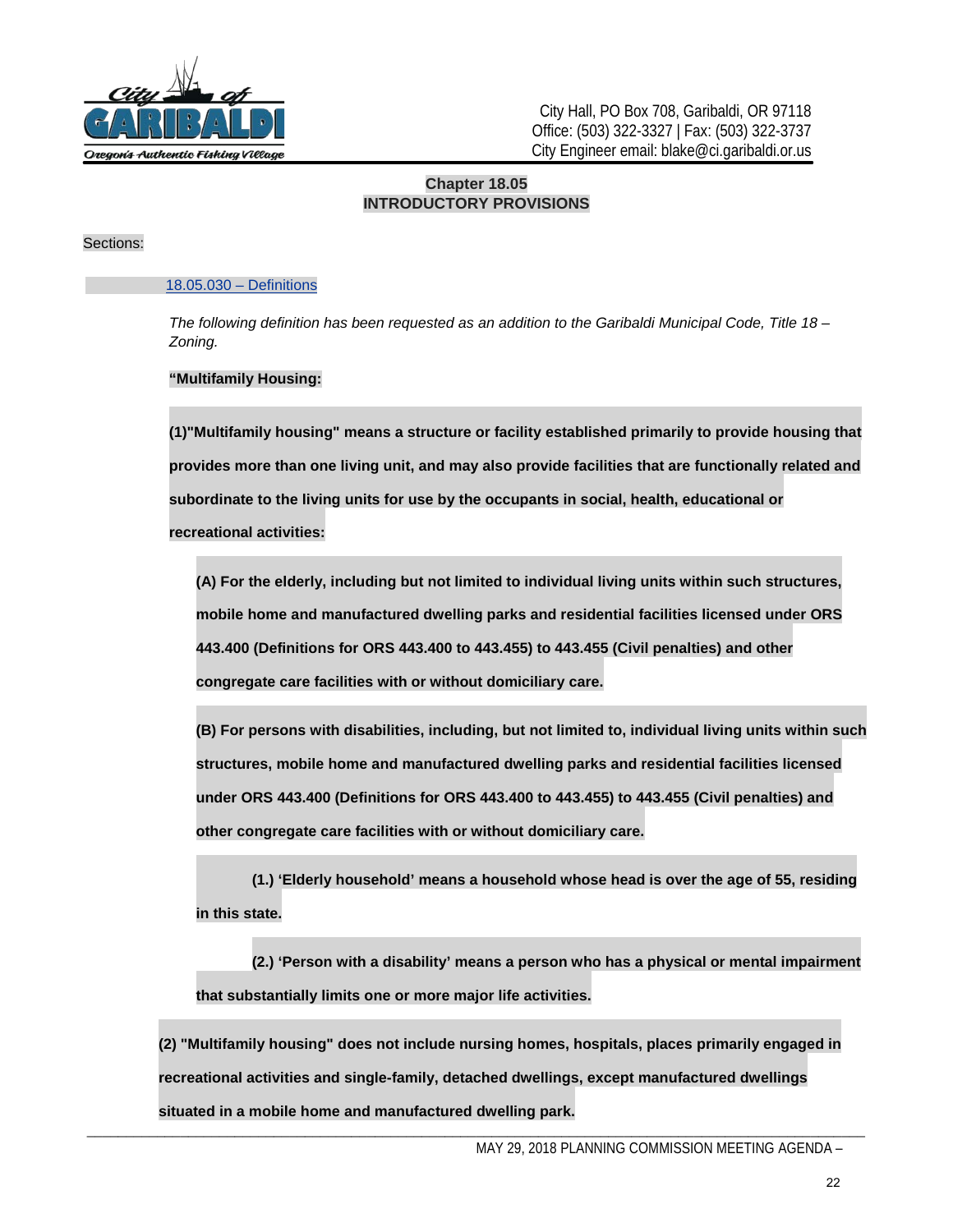City Hall, PO Box 708, Garibaldi, OR 97118
Office: (503) 322-3327 | Fax: (503) 322-3737
City Engineer email: blake@ci.garibaldi.or.us

## Chapter 18.05
## INTRODUCTORY PROVISIONS

Sections:

18.05.030 – Definitions

*The following definition has been requested as an addition to the Garibaldi Municipal Code, Title 18 – Zoning.*

**"Multifamily Housing:**

**(1)"Multifamily housing" means a structure or facility established primarily to provide housing that provides more than one living unit, and may also provide facilities that are functionally related and subordinate to the living units for use by the occupants in social, health, educational or recreational activities:**

**(A) For the elderly, including but not limited to individual living units within such structures, mobile home and manufactured dwelling parks and residential facilities licensed under ORS 443.400 (Definitions for ORS 443.400 to 443.455) to 443.455 (Civil penalties) and other congregate care facilities with or without domiciliary care.**

**(B) For persons with disabilities, including, but not limited to, individual living units within such structures, mobile home and manufactured dwelling parks and residential facilities licensed under ORS 443.400 (Definitions for ORS 443.400 to 443.455) to 443.455 (Civil penalties) and other congregate care facilities with or without domiciliary care.**

**(1.) 'Elderly household' means a household whose head is over the age of 55, residing in this state.**

**(2.) 'Person with a disability' means a person who has a physical or mental impairment that substantially limits one or more major life activities.**

**(2) "Multifamily housing" does not include nursing homes, hospitals, places primarily engaged in recreational activities and single-family, detached dwellings, except manufactured dwellings situated in a mobile home and manufactured dwelling park.**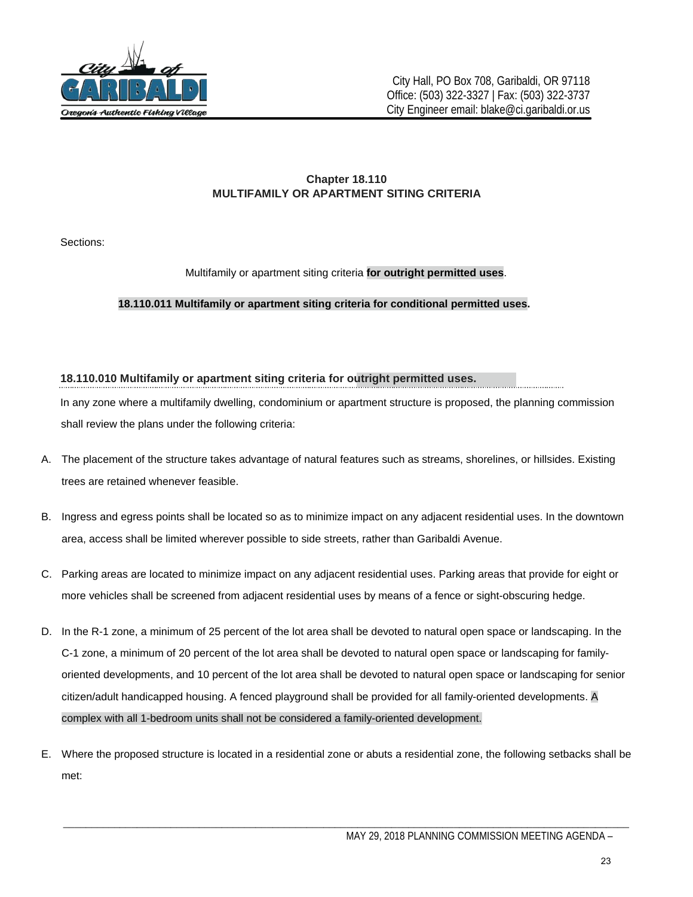City Hall, PO Box 708, Garibaldi, OR 97118
Office: (503) 322-3327 | Fax: (503) 322-3737
City Engineer email: blake@ci.garibaldi.or.us

## Chapter 18.110
## MULTIFAMILY OR APARTMENT SITING CRITERIA

Sections:

Multifamily or apartment siting criteria **for outright permitted uses**.

**18.110.011 Multifamily or apartment siting criteria for conditional permitted uses.**

### 18.110.010 Multifamily or apartment siting criteria for outright permitted uses.

In any zone where a multifamily dwelling, condominium or apartment structure is proposed, the planning commission shall review the plans under the following criteria:

A. The placement of the structure takes advantage of natural features such as streams, shorelines, or hillsides. Existing trees are retained whenever feasible.

B. Ingress and egress points shall be located so as to minimize impact on any adjacent residential uses. In the downtown area, access shall be limited wherever possible to side streets, rather than Garibaldi Avenue.

C. Parking areas are located to minimize impact on any adjacent residential uses. Parking areas that provide for eight or more vehicles shall be screened from adjacent residential uses by means of a fence or sight-obscuring hedge.

D. In the R-1 zone, a minimum of 25 percent of the lot area shall be devoted to natural open space or landscaping. In the C-1 zone, a minimum of 20 percent of the lot area shall be devoted to natural open space or landscaping for family-oriented developments, and 10 percent of the lot area shall be devoted to natural open space or landscaping for senior citizen/adult handicapped housing. A fenced playground shall be provided for all family-oriented developments. A complex with all 1-bedroom units shall not be considered a family-oriented development.

E. Where the proposed structure is located in a residential zone or abuts a residential zone, the following setbacks shall be met: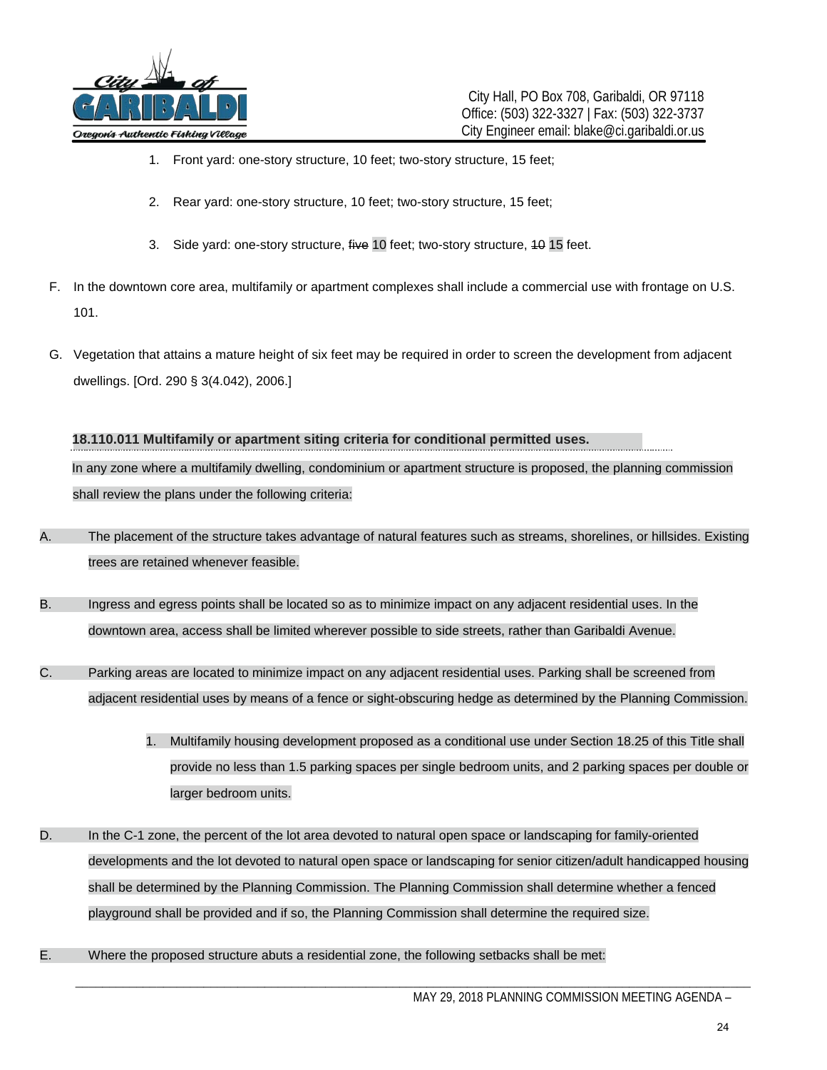1. Front yard: one-story structure, 10 feet; two-story structure, 15 feet;

2. Rear yard: one-story structure, 10 feet; two-story structure, 15 feet;

3. Side yard: one-story structure, ~~five~~ 10 feet; two-story structure, ~~10~~ 15 feet.

F. In the downtown core area, multifamily or apartment complexes shall include a commercial use with frontage on U.S. 101.

G. Vegetation that attains a mature height of six feet may be required in order to screen the development from adjacent dwellings. [Ord. 290 § 3(4.042), 2006.]

**18.110.011 Multifamily or apartment siting criteria for conditional permitted uses.**

In any zone where a multifamily dwelling, condominium or apartment structure is proposed, the planning commission shall review the plans under the following criteria:

A. The placement of the structure takes advantage of natural features such as streams, shorelines, or hillsides. Existing trees are retained whenever feasible.

B. Ingress and egress points shall be located so as to minimize impact on any adjacent residential uses. In the downtown area, access shall be limited wherever possible to side streets, rather than Garibaldi Avenue.

C. Parking areas are located to minimize impact on any adjacent residential uses. Parking shall be screened from adjacent residential uses by means of a fence or sight-obscuring hedge as determined by the Planning Commission.

1. Multifamily housing development proposed as a conditional use under Section 18.25 of this Title shall provide no less than 1.5 parking spaces per single bedroom units, and 2 parking spaces per double or larger bedroom units.

D. In the C-1 zone, the percent of the lot area devoted to natural open space or landscaping for family-oriented developments and the lot devoted to natural open space or landscaping for senior citizen/adult handicapped housing shall be determined by the Planning Commission. The Planning Commission shall determine whether a fenced playground shall be provided and if so, the Planning Commission shall determine the required size.

E. Where the proposed structure abuts a residential zone, the following setbacks shall be met: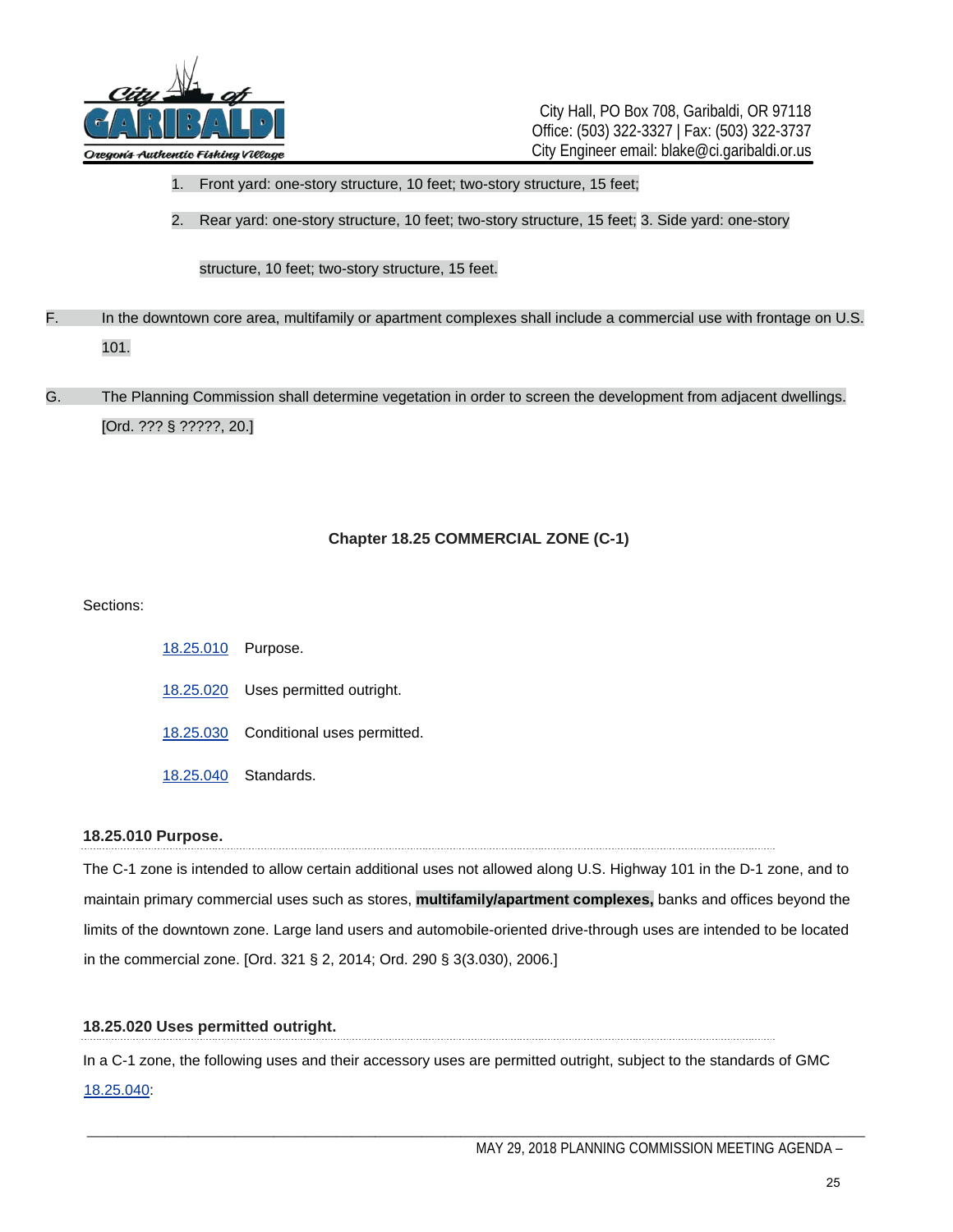1. Front yard: one-story structure, 10 feet; two-story structure, 15 feet;
2. Rear yard: one-story structure, 10 feet; two-story structure, 15 feet; 3. Side yard: one-story structure, 10 feet; two-story structure, 15 feet.

F. In the downtown core area, multifamily or apartment complexes shall include a commercial use with frontage on U.S. 101.

G. The Planning Commission shall determine vegetation in order to screen the development from adjacent dwellings. [Ord. ??? § ?????, 20.]

## Chapter 18.25 COMMERCIAL ZONE (C-1)

Sections:

- 18.25.010 Purpose.
- 18.25.020 Uses permitted outright.
- 18.25.030 Conditional uses permitted.
- 18.25.040 Standards.

### 18.25.010 Purpose.

The C-1 zone is intended to allow certain additional uses not allowed along U.S. Highway 101 in the D-1 zone, and to maintain primary commercial uses such as stores, **multifamily/apartment complexes,** banks and offices beyond the limits of the downtown zone. Large land users and automobile-oriented drive-through uses are intended to be located in the commercial zone. [Ord. 321 § 2, 2014; Ord. 290 § 3(3.030), 2006.]

### 18.25.020 Uses permitted outright.

In a C-1 zone, the following uses and their accessory uses are permitted outright, subject to the standards of GMC 18.25.040: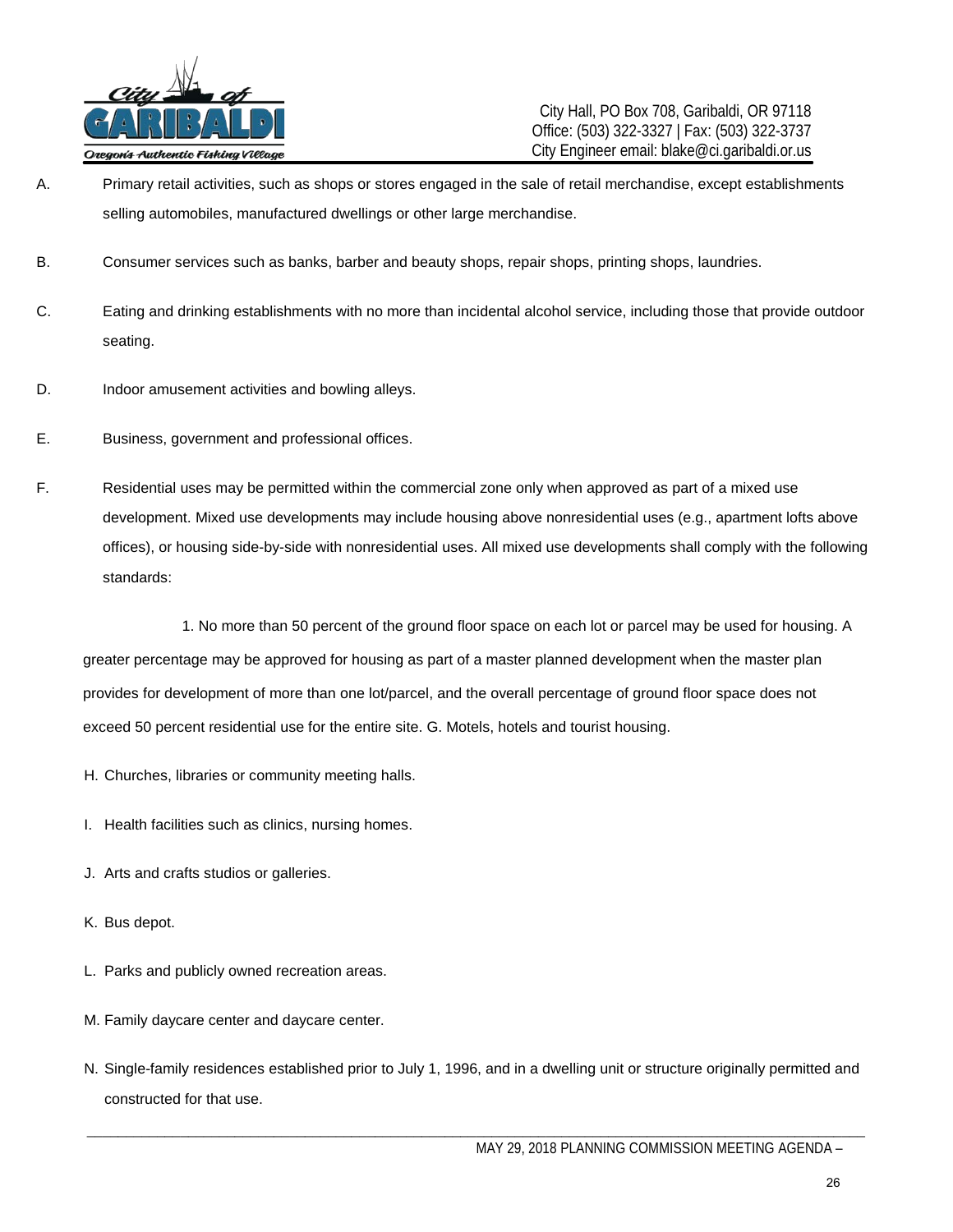A. Primary retail activities, such as shops or stores engaged in the sale of retail merchandise, except establishments selling automobiles, manufactured dwellings or other large merchandise.

B. Consumer services such as banks, barber and beauty shops, repair shops, printing shops, laundries.

C. Eating and drinking establishments with no more than incidental alcohol service, including those that provide outdoor seating.

D. Indoor amusement activities and bowling alleys.

E. Business, government and professional offices.

F. Residential uses may be permitted within the commercial zone only when approved as part of a mixed use development. Mixed use developments may include housing above nonresidential uses (e.g., apartment lofts above offices), or housing side-by-side with nonresidential uses. All mixed use developments shall comply with the following standards:

1. No more than 50 percent of the ground floor space on each lot or parcel may be used for housing. A greater percentage may be approved for housing as part of a master planned development when the master plan provides for development of more than one lot/parcel, and the overall percentage of ground floor space does not exceed 50 percent residential use for the entire site. G. Motels, hotels and tourist housing.

H. Churches, libraries or community meeting halls.

I. Health facilities such as clinics, nursing homes.

J. Arts and crafts studios or galleries.

K. Bus depot.

L. Parks and publicly owned recreation areas.

M. Family daycare center and daycare center.

N. Single-family residences established prior to July 1, 1996, and in a dwelling unit or structure originally permitted and constructed for that use.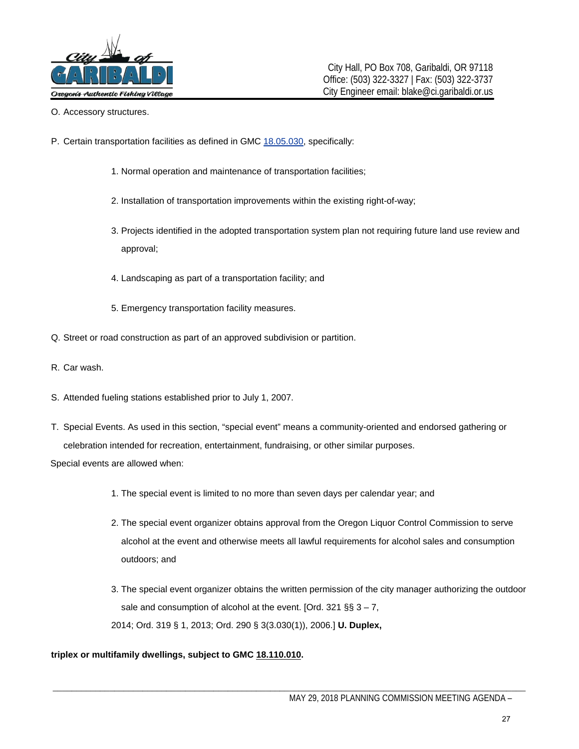O. Accessory structures.

P. Certain transportation facilities as defined in GMC 18.05.030, specifically:

1. Normal operation and maintenance of transportation facilities;
2. Installation of transportation improvements within the existing right-of-way;
3. Projects identified in the adopted transportation system plan not requiring future land use review and approval;
4. Landscaping as part of a transportation facility; and
5. Emergency transportation facility measures.

Q. Street or road construction as part of an approved subdivision or partition.

R. Car wash.

S. Attended fueling stations established prior to July 1, 2007.

T. Special Events. As used in this section, "special event" means a community-oriented and endorsed gathering or celebration intended for recreation, entertainment, fundraising, or other similar purposes.

Special events are allowed when:

1. The special event is limited to no more than seven days per calendar year; and
2. The special event organizer obtains approval from the Oregon Liquor Control Commission to serve alcohol at the event and otherwise meets all lawful requirements for alcohol sales and consumption outdoors; and
3. The special event organizer obtains the written permission of the city manager authorizing the outdoor sale and consumption of alcohol at the event. [Ord. 321 §§ 3 – 7, 2014; Ord. 319 § 1, 2013; Ord. 290 § 3(3.030(1)), 2006.] **U. Duplex,**

**triplex or multifamily dwellings, subject to GMC 18.110.010.**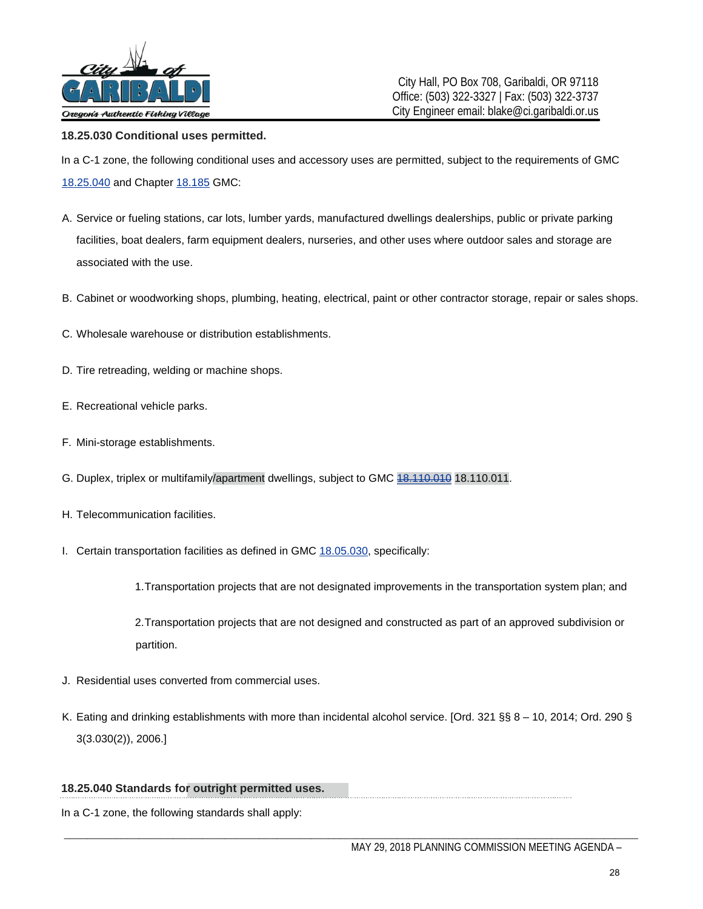**18.25.030 Conditional uses permitted.**

In a C-1 zone, the following conditional uses and accessory uses are permitted, subject to the requirements of GMC 18.25.040 and Chapter 18.185 GMC:

A. Service or fueling stations, car lots, lumber yards, manufactured dwellings dealerships, public or private parking facilities, boat dealers, farm equipment dealers, nurseries, and other uses where outdoor sales and storage are associated with the use.

B. Cabinet or woodworking shops, plumbing, heating, electrical, paint or other contractor storage, repair or sales shops.

C. Wholesale warehouse or distribution establishments.

D. Tire retreading, welding or machine shops.

E. Recreational vehicle parks.

F. Mini-storage establishments.

G. Duplex, triplex or multifamily/apartment dwellings, subject to GMC ~~18.110.010~~ 18.110.011.

H. Telecommunication facilities.

I. Certain transportation facilities as defined in GMC 18.05.030, specifically:

   1. Transportation projects that are not designated improvements in the transportation system plan; and

   2. Transportation projects that are not designed and constructed as part of an approved subdivision or partition.

J. Residential uses converted from commercial uses.

K. Eating and drinking establishments with more than incidental alcohol service. [Ord. 321 §§ 8 – 10, 2014; Ord. 290 § 3(3.030(2)), 2006.]

**18.25.040 Standards for outright permitted uses.**

In a C-1 zone, the following standards shall apply: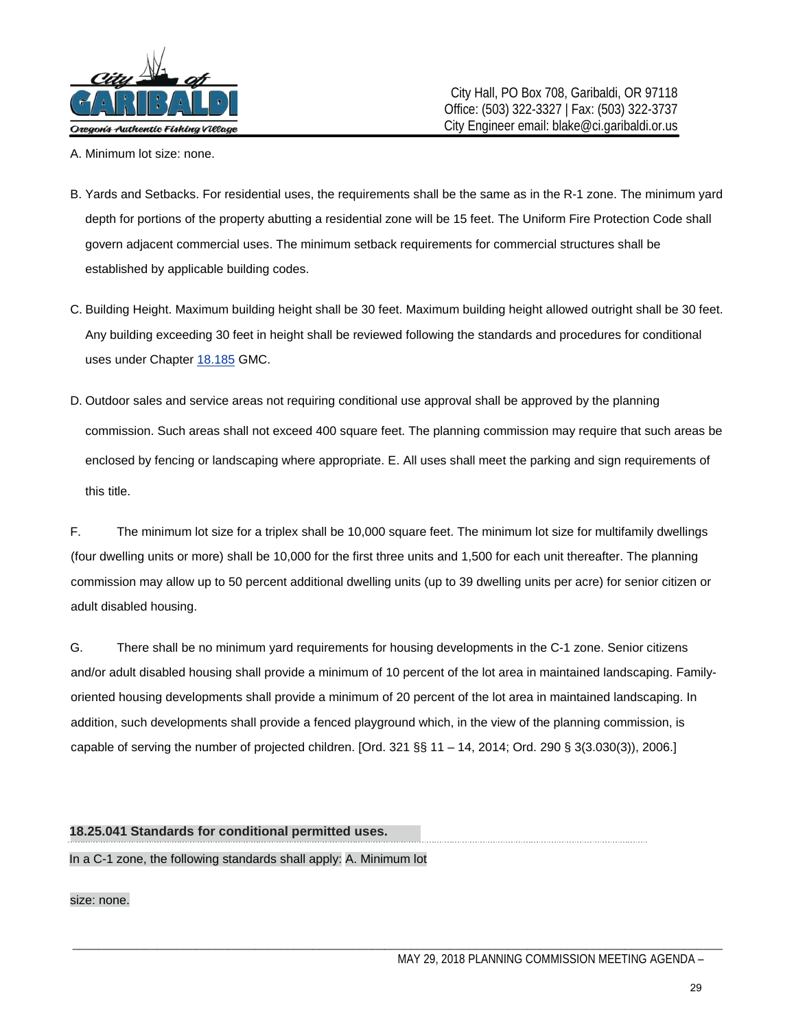A. Minimum lot size: none.

B. Yards and Setbacks. For residential uses, the requirements shall be the same as in the R-1 zone. The minimum yard depth for portions of the property abutting a residential zone will be 15 feet. The Uniform Fire Protection Code shall govern adjacent commercial uses. The minimum setback requirements for commercial structures shall be established by applicable building codes.

C. Building Height. Maximum building height shall be 30 feet. Maximum building height allowed outright shall be 30 feet. Any building exceeding 30 feet in height shall be reviewed following the standards and procedures for conditional uses under Chapter 18.185 GMC.

D. Outdoor sales and service areas not requiring conditional use approval shall be approved by the planning commission. Such areas shall not exceed 400 square feet. The planning commission may require that such areas be enclosed by fencing or landscaping where appropriate. E. All uses shall meet the parking and sign requirements of this title.

F. The minimum lot size for a triplex shall be 10,000 square feet. The minimum lot size for multifamily dwellings (four dwelling units or more) shall be 10,000 for the first three units and 1,500 for each unit thereafter. The planning commission may allow up to 50 percent additional dwelling units (up to 39 dwelling units per acre) for senior citizen or adult disabled housing.

G. There shall be no minimum yard requirements for housing developments in the C-1 zone. Senior citizens and/or adult disabled housing shall provide a minimum of 10 percent of the lot area in maintained landscaping. Family-oriented housing developments shall provide a minimum of 20 percent of the lot area in maintained landscaping. In addition, such developments shall provide a fenced playground which, in the view of the planning commission, is capable of serving the number of projected children. [Ord. 321 §§ 11 – 14, 2014; Ord. 290 § 3(3.030(3)), 2006.]

**18.25.041 Standards for conditional permitted uses.**

In a C-1 zone, the following standards shall apply: A. Minimum lot size: none.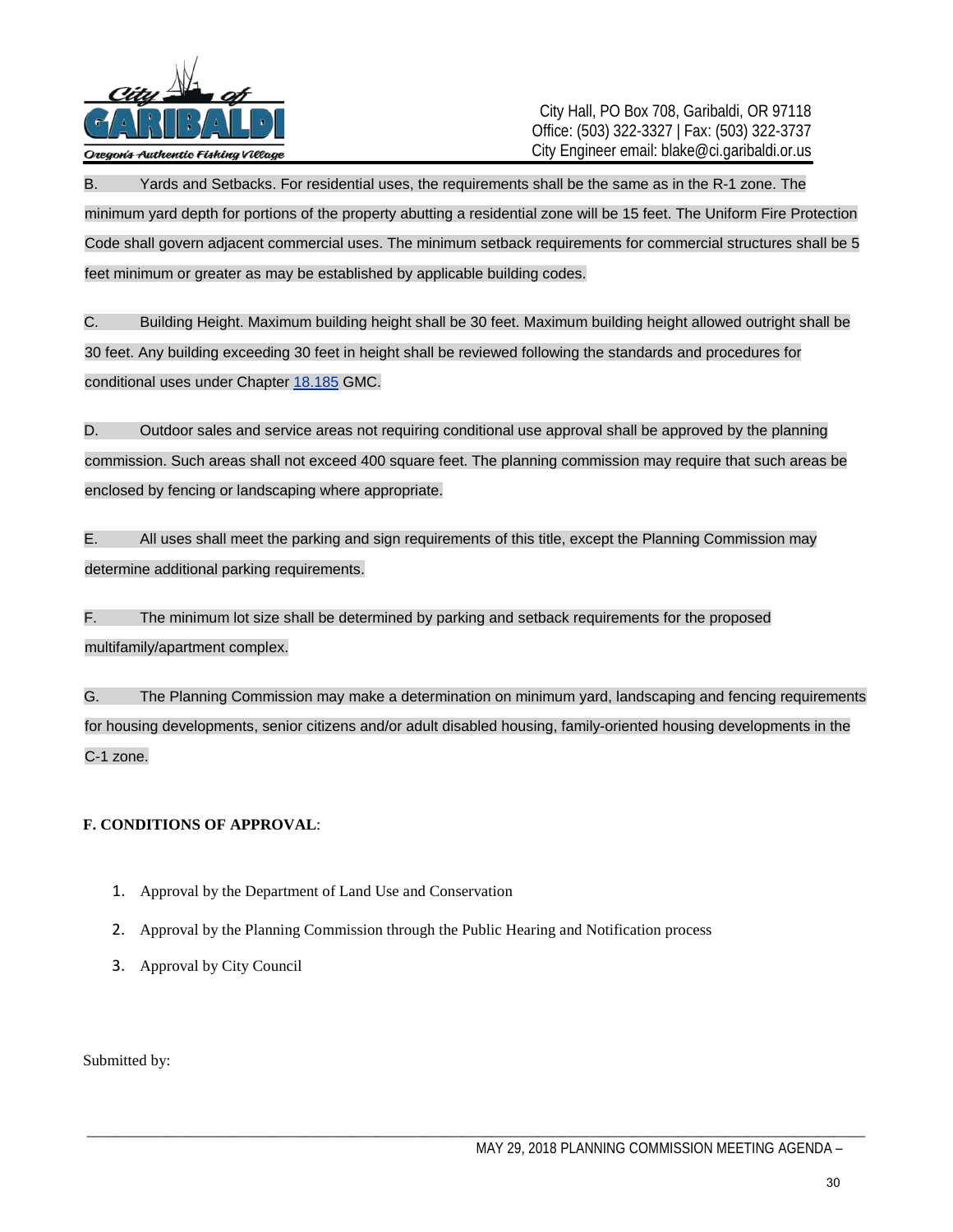B. Yards and Setbacks. For residential uses, the requirements shall be the same as in the R-1 zone. The minimum yard depth for portions of the property abutting a residential zone will be 15 feet. The Uniform Fire Protection Code shall govern adjacent commercial uses. The minimum setback requirements for commercial structures shall be 5 feet minimum or greater as may be established by applicable building codes.

C. Building Height. Maximum building height shall be 30 feet. Maximum building height allowed outright shall be 30 feet. Any building exceeding 30 feet in height shall be reviewed following the standards and procedures for conditional uses under Chapter 18.185 GMC.

D. Outdoor sales and service areas not requiring conditional use approval shall be approved by the planning commission. Such areas shall not exceed 400 square feet. The planning commission may require that such areas be enclosed by fencing or landscaping where appropriate.

E. All uses shall meet the parking and sign requirements of this title, except the Planning Commission may determine additional parking requirements.

F. The minimum lot size shall be determined by parking and setback requirements for the proposed multifamily/apartment complex.

G. The Planning Commission may make a determination on minimum yard, landscaping and fencing requirements for housing developments, senior citizens and/or adult disabled housing, family-oriented housing developments in the C-1 zone.

**F. CONDITIONS OF APPROVAL**:

1. Approval by the Department of Land Use and Conservation
2. Approval by the Planning Commission through the Public Hearing and Notification process
3. Approval by City Council

Submitted by: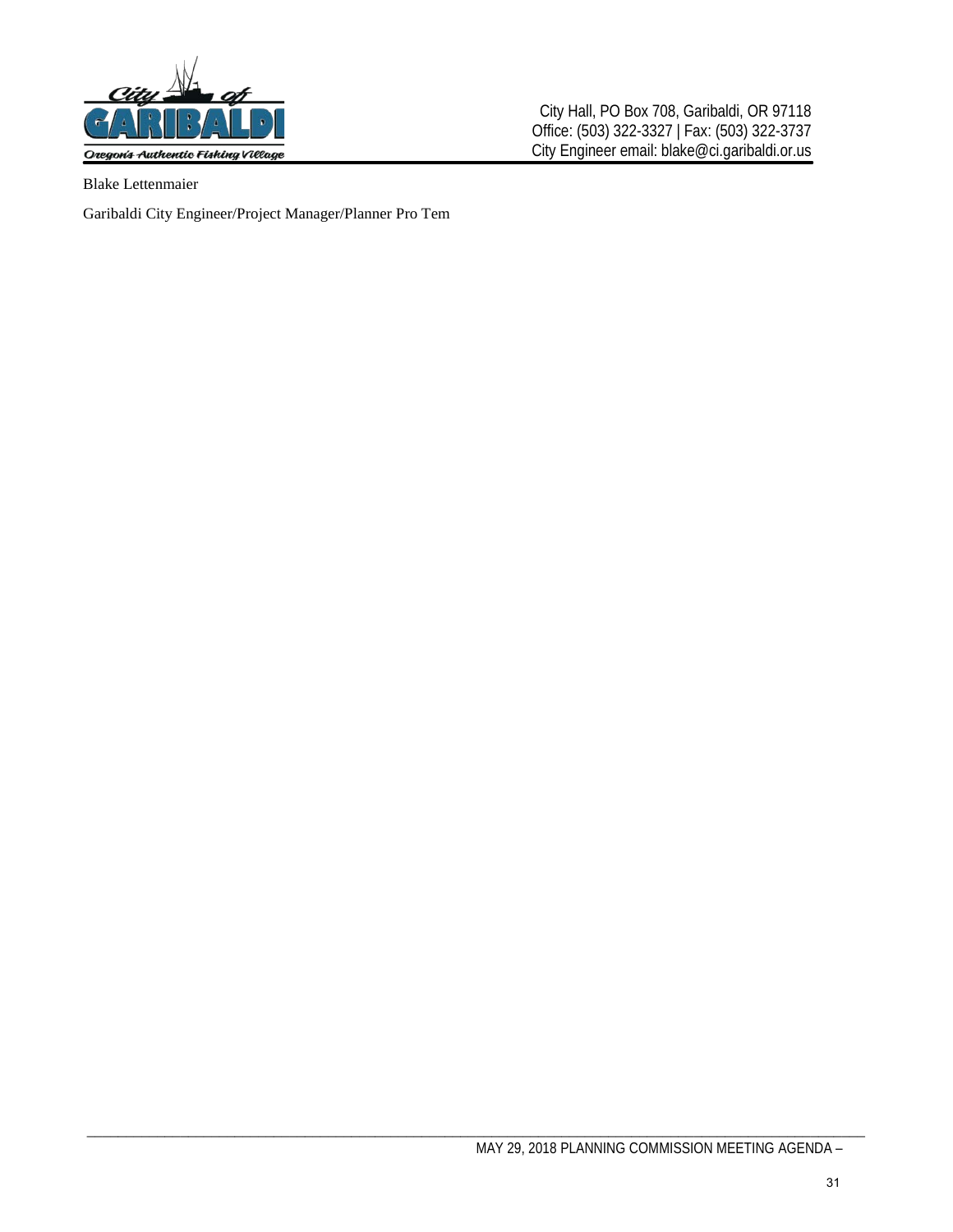City Hall, PO Box 708, Garibaldi, OR 97118
Office: (503) 322-3327 | Fax: (503) 322-3737
City Engineer email: blake@ci.garibaldi.or.us

Blake Lettenmaier

Garibaldi City Engineer/Project Manager/Planner Pro Tem